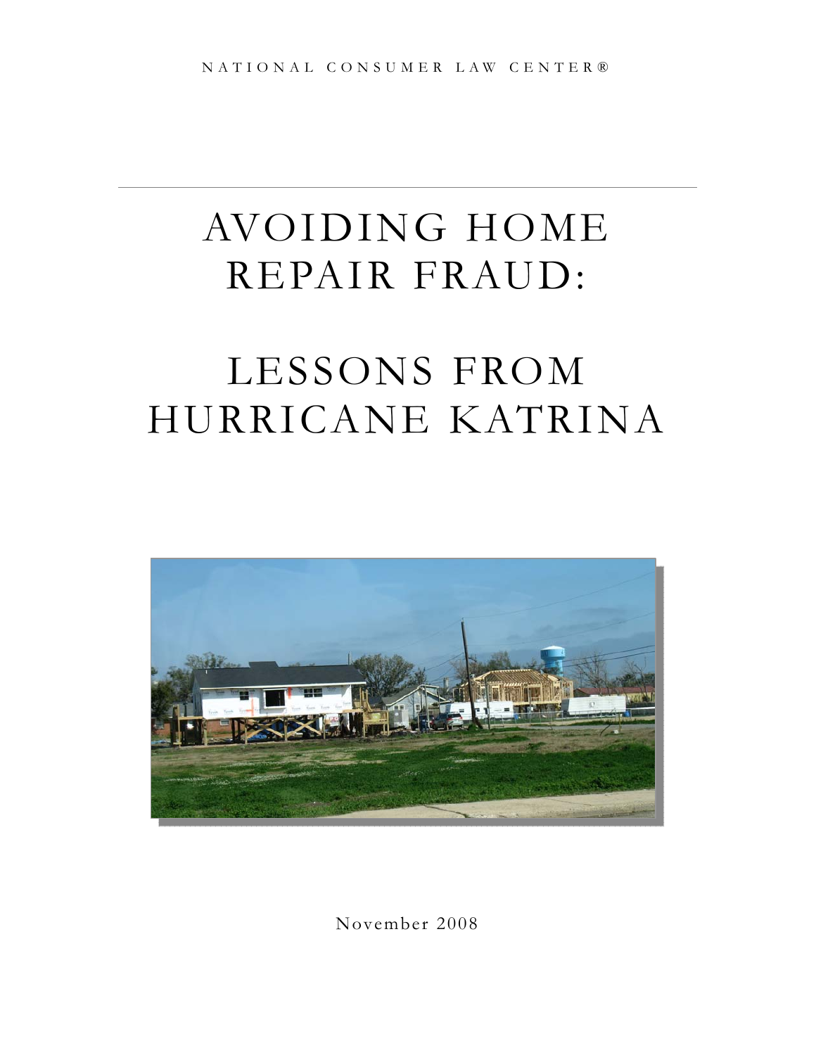NATIONAL CONSUMER LAW CENTER®

# AVOIDING HOME REPAIR FRAUD:

# LESSONS FROM HURRICANE KATRINA

November 2008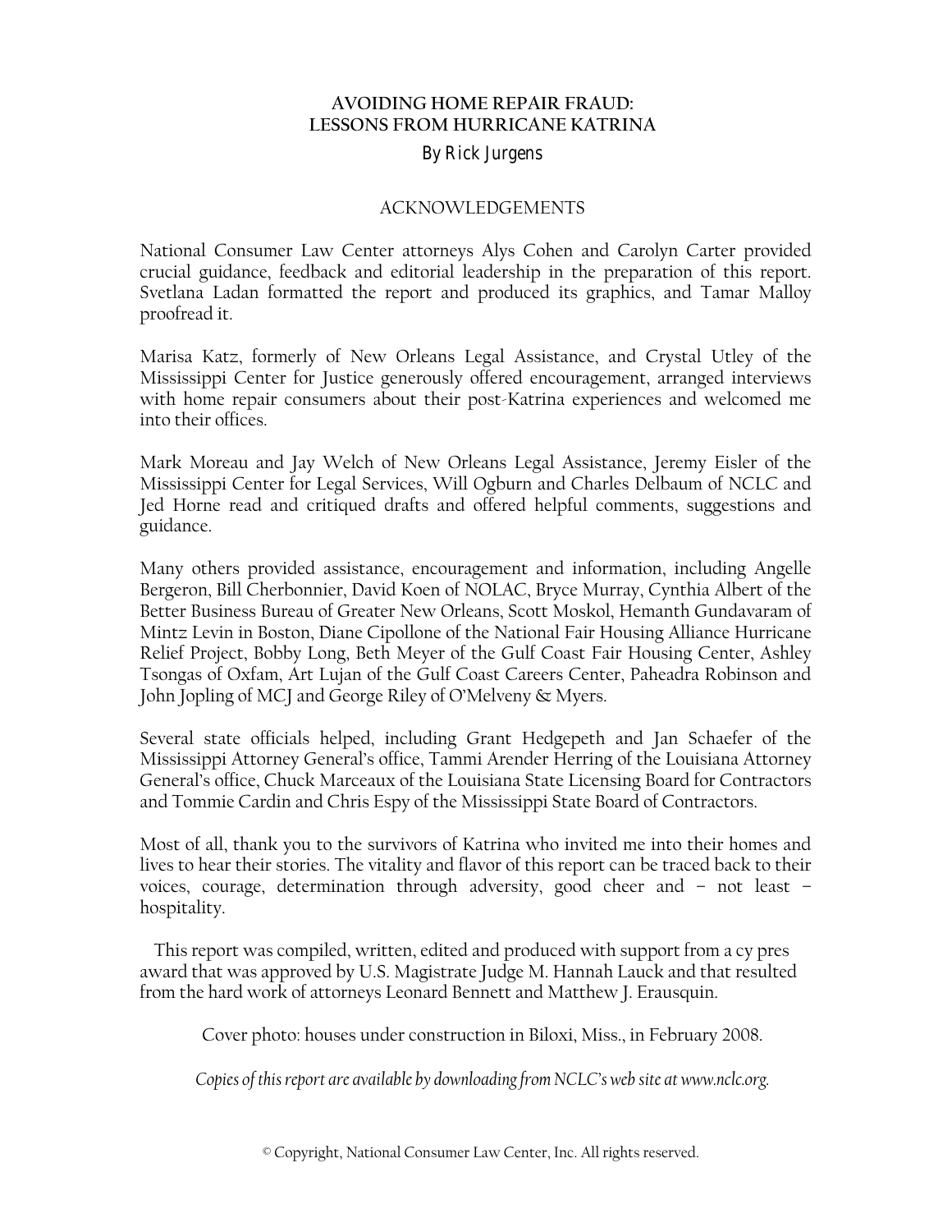# AVOIDING HOME REPAIR FRAUD:
# LESSONS FROM HURRICANE KATRINA

By Rick Jurgens

## ACKNOWLEDGEMENTS

National Consumer Law Center attorneys Alys Cohen and Carolyn Carter provided crucial guidance, feedback and editorial leadership in the preparation of this report. Svetlana Ladan formatted the report and produced its graphics, and Tamar Malloy proofread it.

Marisa Katz, formerly of New Orleans Legal Assistance, and Crystal Utley of the Mississippi Center for Justice generously offered encouragement, arranged interviews with home repair consumers about their post-Katrina experiences and welcomed me into their offices.

Mark Moreau and Jay Welch of New Orleans Legal Assistance, Jeremy Eisler of the Mississippi Center for Legal Services, Will Ogburn and Charles Delbaum of NCLC and Jed Horne read and critiqued drafts and offered helpful comments, suggestions and guidance.

Many others provided assistance, encouragement and information, including Angelle Bergeron, Bill Cherbonnier, David Koen of NOLAC, Bryce Murray, Cynthia Albert of the Better Business Bureau of Greater New Orleans, Scott Moskol, Hemanth Gundavaram of Mintz Levin in Boston, Diane Cipollone of the National Fair Housing Alliance Hurricane Relief Project, Bobby Long, Beth Meyer of the Gulf Coast Fair Housing Center, Ashley Tsongas of Oxfam, Art Lujan of the Gulf Coast Careers Center, Paheadra Robinson and John Jopling of MCJ and George Riley of O'Melveny & Myers.

Several state officials helped, including Grant Hedgepeth and Jan Schaefer of the Mississippi Attorney General's office, Tammi Arender Herring of the Louisiana Attorney General's office, Chuck Marceaux of the Louisiana State Licensing Board for Contractors and Tommie Cardin and Chris Espy of the Mississippi State Board of Contractors.

Most of all, thank you to the survivors of Katrina who invited me into their homes and lives to hear their stories. The vitality and flavor of this report can be traced back to their voices, courage, determination through adversity, good cheer and – not least – hospitality.

This report was compiled, written, edited and produced with support from a cy pres award that was approved by U.S. Magistrate Judge M. Hannah Lauck and that resulted from the hard work of attorneys Leonard Bennett and Matthew J. Erausquin.

Cover photo: houses under construction in Biloxi, Miss., in February 2008.

*Copies of this report are available by downloading from NCLC's web site at www.nclc.org.*

© Copyright, National Consumer Law Center, Inc. All rights reserved.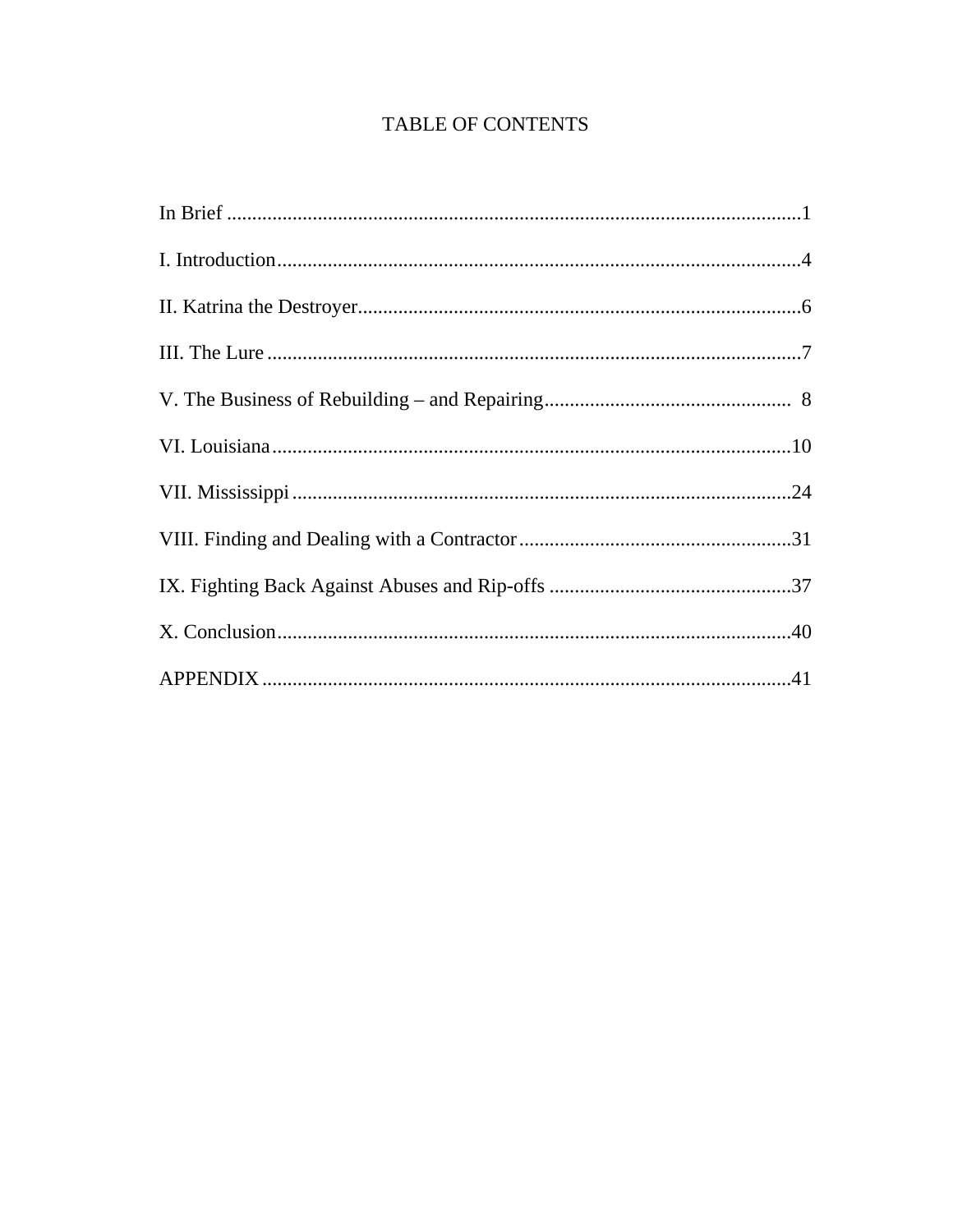# TABLE OF CONTENTS

In Brief ..........................................................................................................1

I. Introduction....................................................................................................4

II. Katrina the Destroyer.....................................................................................6

III. The Lure .......................................................................................................7

V. The Business of Rebuilding – and Repairing................................................ 8

VI. Louisiana.....................................................................................................10

VII. Mississippi .................................................................................................24

VIII. Finding and Dealing with a Contractor.....................................................31

IX. Fighting Back Against Abuses and Rip-offs ...............................................37

X. Conclusion....................................................................................................40

APPENDIX.......................................................................................................41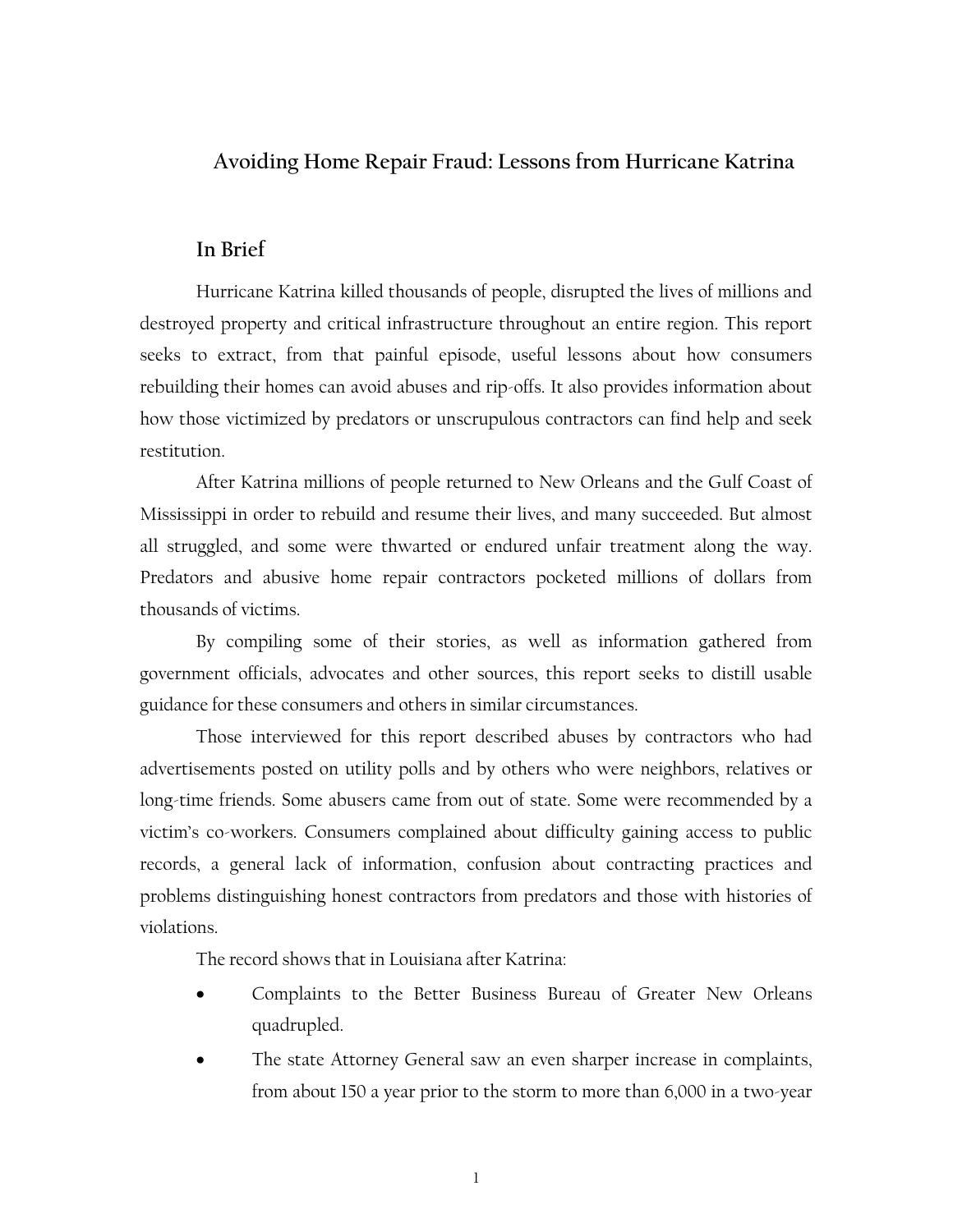# Avoiding Home Repair Fraud: Lessons from Hurricane Katrina

## In Brief

Hurricane Katrina killed thousands of people, disrupted the lives of millions and destroyed property and critical infrastructure throughout an entire region. This report seeks to extract, from that painful episode, useful lessons about how consumers rebuilding their homes can avoid abuses and rip-offs. It also provides information about how those victimized by predators or unscrupulous contractors can find help and seek restitution.

After Katrina millions of people returned to New Orleans and the Gulf Coast of Mississippi in order to rebuild and resume their lives, and many succeeded. But almost all struggled, and some were thwarted or endured unfair treatment along the way. Predators and abusive home repair contractors pocketed millions of dollars from thousands of victims.

By compiling some of their stories, as well as information gathered from government officials, advocates and other sources, this report seeks to distill usable guidance for these consumers and others in similar circumstances.

Those interviewed for this report described abuses by contractors who had advertisements posted on utility polls and by others who were neighbors, relatives or long-time friends. Some abusers came from out of state. Some were recommended by a victim's co-workers. Consumers complained about difficulty gaining access to public records, a general lack of information, confusion about contracting practices and problems distinguishing honest contractors from predators and those with histories of violations.

The record shows that in Louisiana after Katrina:

- Complaints to the Better Business Bureau of Greater New Orleans quadrupled.
- The state Attorney General saw an even sharper increase in complaints, from about 150 a year prior to the storm to more than 6,000 in a two-year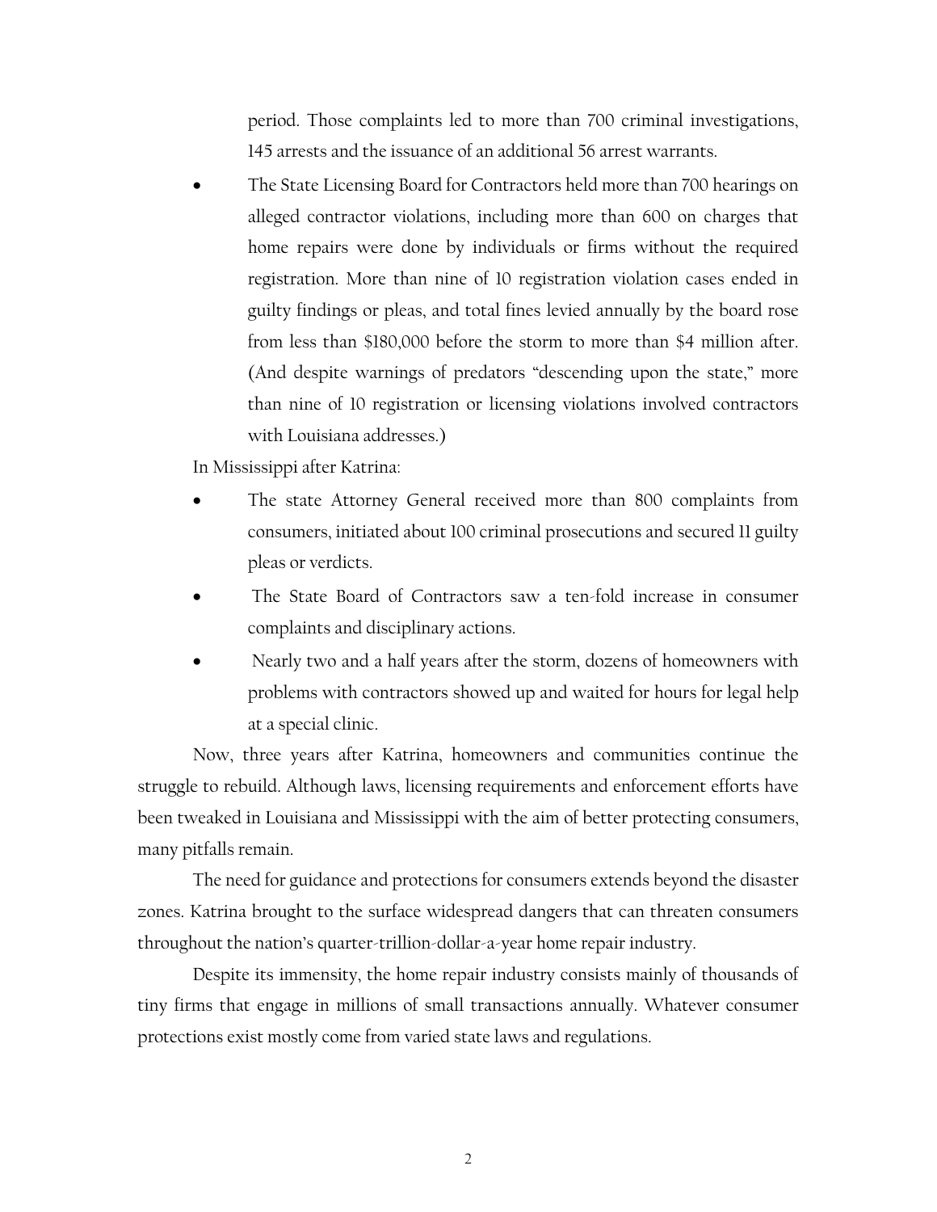period. Those complaints led to more than 700 criminal investigations, 145 arrests and the issuance of an additional 56 arrest warrants.

- The State Licensing Board for Contractors held more than 700 hearings on alleged contractor violations, including more than 600 on charges that home repairs were done by individuals or firms without the required registration. More than nine of 10 registration violation cases ended in guilty findings or pleas, and total fines levied annually by the board rose from less than $180,000 before the storm to more than $4 million after. (And despite warnings of predators "descending upon the state," more than nine of 10 registration or licensing violations involved contractors with Louisiana addresses.)

In Mississippi after Katrina:

- The state Attorney General received more than 800 complaints from consumers, initiated about 100 criminal prosecutions and secured 11 guilty pleas or verdicts.
- The State Board of Contractors saw a ten-fold increase in consumer complaints and disciplinary actions.
- Nearly two and a half years after the storm, dozens of homeowners with problems with contractors showed up and waited for hours for legal help at a special clinic.

Now, three years after Katrina, homeowners and communities continue the struggle to rebuild. Although laws, licensing requirements and enforcement efforts have been tweaked in Louisiana and Mississippi with the aim of better protecting consumers, many pitfalls remain.

The need for guidance and protections for consumers extends beyond the disaster zones. Katrina brought to the surface widespread dangers that can threaten consumers throughout the nation's quarter-trillion-dollar-a-year home repair industry.

Despite its immensity, the home repair industry consists mainly of thousands of tiny firms that engage in millions of small transactions annually. Whatever consumer protections exist mostly come from varied state laws and regulations.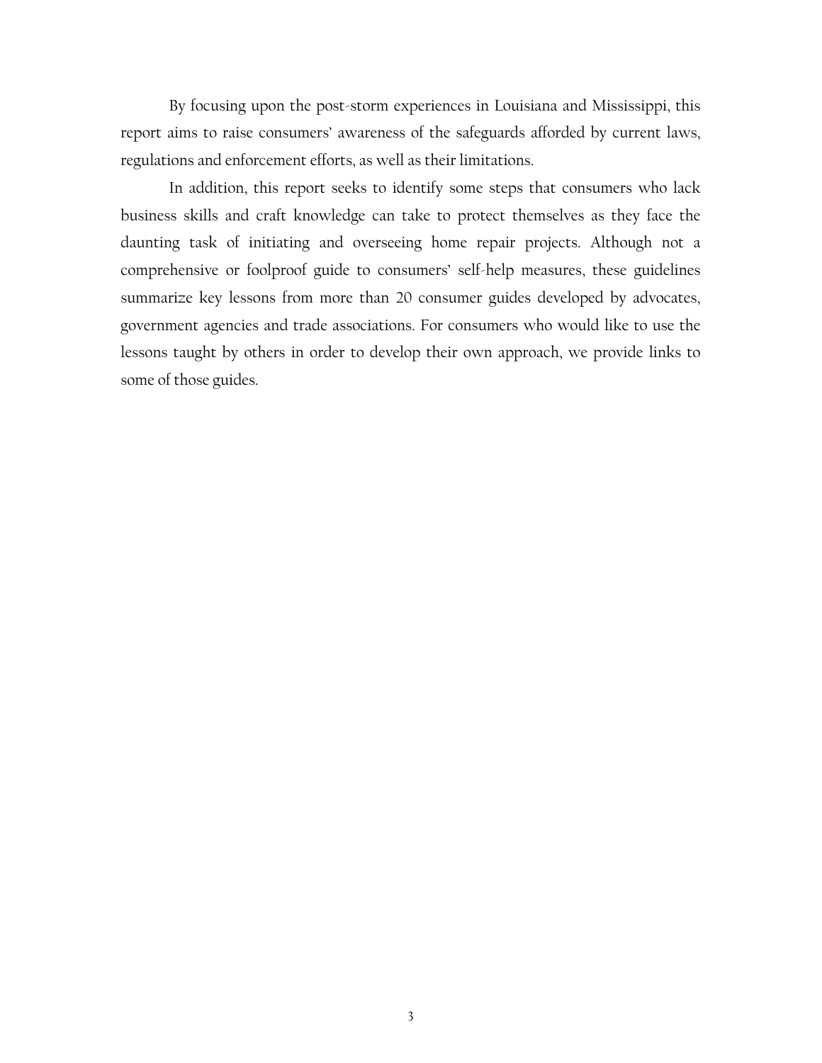By focusing upon the post-storm experiences in Louisiana and Mississippi, this report aims to raise consumers' awareness of the safeguards afforded by current laws, regulations and enforcement efforts, as well as their limitations.

In addition, this report seeks to identify some steps that consumers who lack business skills and craft knowledge can take to protect themselves as they face the daunting task of initiating and overseeing home repair projects. Although not a comprehensive or foolproof guide to consumers' self-help measures, these guidelines summarize key lessons from more than 20 consumer guides developed by advocates, government agencies and trade associations. For consumers who would like to use the lessons taught by others in order to develop their own approach, we provide links to some of those guides.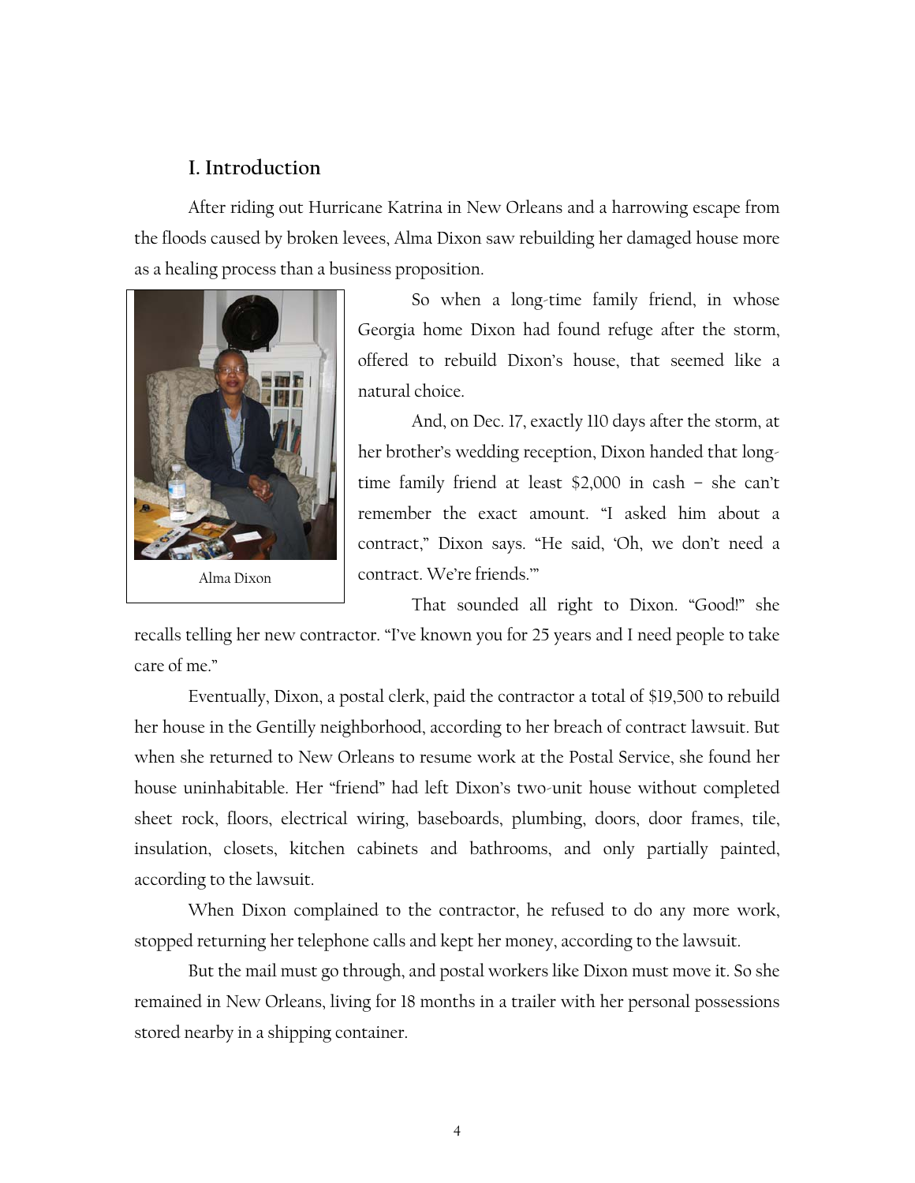## I. Introduction

After riding out Hurricane Katrina in New Orleans and a harrowing escape from the floods caused by broken levees, Alma Dixon saw rebuilding her damaged house more as a healing process than a business proposition.

Alma Dixon

So when a long-time family friend, in whose Georgia home Dixon had found refuge after the storm, offered to rebuild Dixon's house, that seemed like a natural choice.

And, on Dec. 17, exactly 110 days after the storm, at her brother's wedding reception, Dixon handed that long-time family friend at least $2,000 in cash – she can't remember the exact amount. "I asked him about a contract," Dixon says. "He said, 'Oh, we don't need a contract. We're friends.'"

That sounded all right to Dixon. "Good!" she recalls telling her new contractor. "I've known you for 25 years and I need people to take care of me."

Eventually, Dixon, a postal clerk, paid the contractor a total of $19,500 to rebuild her house in the Gentilly neighborhood, according to her breach of contract lawsuit. But when she returned to New Orleans to resume work at the Postal Service, she found her house uninhabitable. Her "friend" had left Dixon's two-unit house without completed sheet rock, floors, electrical wiring, baseboards, plumbing, doors, door frames, tile, insulation, closets, kitchen cabinets and bathrooms, and only partially painted, according to the lawsuit.

When Dixon complained to the contractor, he refused to do any more work, stopped returning her telephone calls and kept her money, according to the lawsuit.

But the mail must go through, and postal workers like Dixon must move it. So she remained in New Orleans, living for 18 months in a trailer with her personal possessions stored nearby in a shipping container.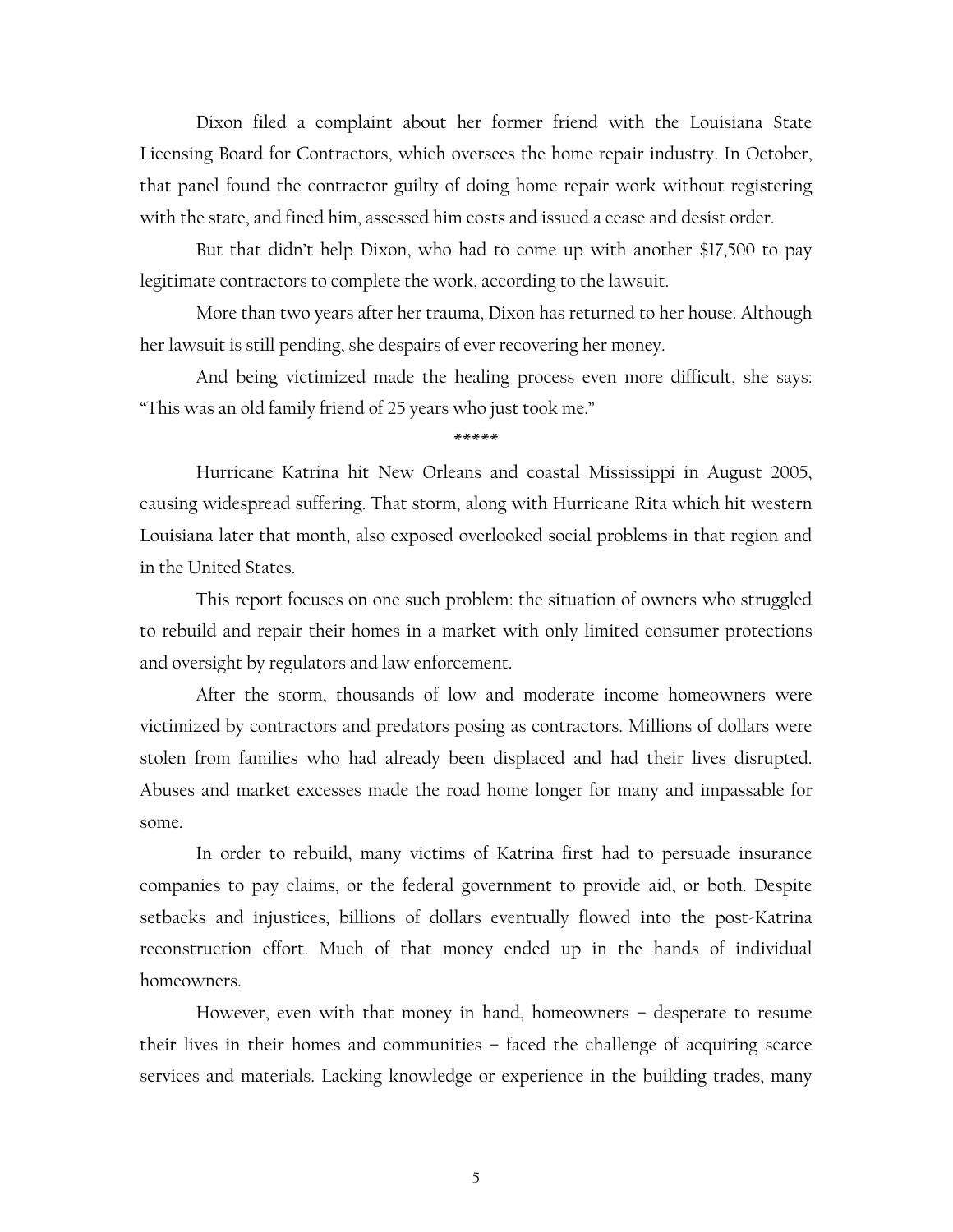Dixon filed a complaint about her former friend with the Louisiana State Licensing Board for Contractors, which oversees the home repair industry. In October, that panel found the contractor guilty of doing home repair work without registering with the state, and fined him, assessed him costs and issued a cease and desist order.

But that didn't help Dixon, who had to come up with another $17,500 to pay legitimate contractors to complete the work, according to the lawsuit.

More than two years after her trauma, Dixon has returned to her house. Although her lawsuit is still pending, she despairs of ever recovering her money.

And being victimized made the healing process even more difficult, she says: "This was an old family friend of 25 years who just took me."

*****

Hurricane Katrina hit New Orleans and coastal Mississippi in August 2005, causing widespread suffering. That storm, along with Hurricane Rita which hit western Louisiana later that month, also exposed overlooked social problems in that region and in the United States.

This report focuses on one such problem: the situation of owners who struggled to rebuild and repair their homes in a market with only limited consumer protections and oversight by regulators and law enforcement.

After the storm, thousands of low and moderate income homeowners were victimized by contractors and predators posing as contractors. Millions of dollars were stolen from families who had already been displaced and had their lives disrupted. Abuses and market excesses made the road home longer for many and impassable for some.

In order to rebuild, many victims of Katrina first had to persuade insurance companies to pay claims, or the federal government to provide aid, or both. Despite setbacks and injustices, billions of dollars eventually flowed into the post-Katrina reconstruction effort. Much of that money ended up in the hands of individual homeowners.

However, even with that money in hand, homeowners – desperate to resume their lives in their homes and communities – faced the challenge of acquiring scarce services and materials. Lacking knowledge or experience in the building trades, many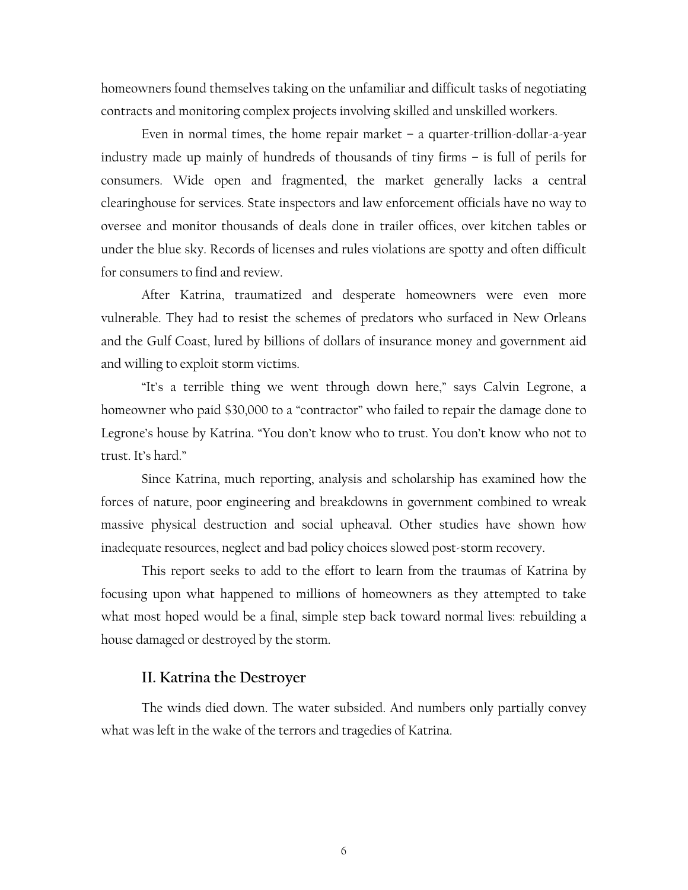homeowners found themselves taking on the unfamiliar and difficult tasks of negotiating contracts and monitoring complex projects involving skilled and unskilled workers.

Even in normal times, the home repair market – a quarter-trillion-dollar-a-year industry made up mainly of hundreds of thousands of tiny firms – is full of perils for consumers. Wide open and fragmented, the market generally lacks a central clearinghouse for services. State inspectors and law enforcement officials have no way to oversee and monitor thousands of deals done in trailer offices, over kitchen tables or under the blue sky. Records of licenses and rules violations are spotty and often difficult for consumers to find and review.

After Katrina, traumatized and desperate homeowners were even more vulnerable. They had to resist the schemes of predators who surfaced in New Orleans and the Gulf Coast, lured by billions of dollars of insurance money and government aid and willing to exploit storm victims.

"It's a terrible thing we went through down here," says Calvin Legrone, a homeowner who paid $30,000 to a "contractor" who failed to repair the damage done to Legrone's house by Katrina. "You don't know who to trust. You don't know who not to trust. It's hard."

Since Katrina, much reporting, analysis and scholarship has examined how the forces of nature, poor engineering and breakdowns in government combined to wreak massive physical destruction and social upheaval. Other studies have shown how inadequate resources, neglect and bad policy choices slowed post-storm recovery.

This report seeks to add to the effort to learn from the traumas of Katrina by focusing upon what happened to millions of homeowners as they attempted to take what most hoped would be a final, simple step back toward normal lives: rebuilding a house damaged or destroyed by the storm.

## II. Katrina the Destroyer

The winds died down. The water subsided. And numbers only partially convey what was left in the wake of the terrors and tragedies of Katrina.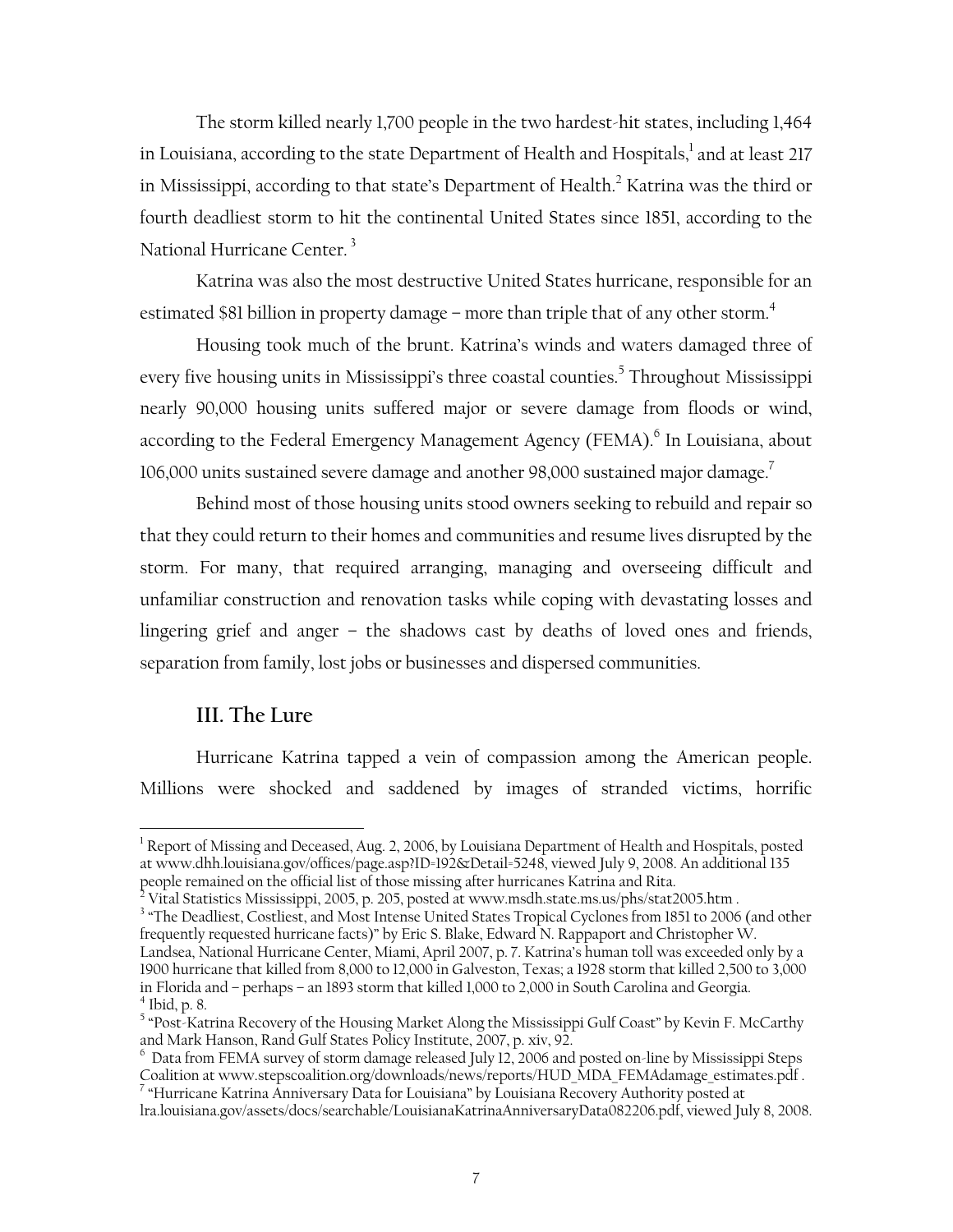The storm killed nearly 1,700 people in the two hardest-hit states, including 1,464 in Louisiana, according to the state Department of Health and Hospitals,[1] and at least 217 in Mississippi, according to that state's Department of Health.[2] Katrina was the third or fourth deadliest storm to hit the continental United States since 1851, according to the National Hurricane Center.[3]

Katrina was also the most destructive United States hurricane, responsible for an estimated $81 billion in property damage – more than triple that of any other storm.[4]

Housing took much of the brunt. Katrina's winds and waters damaged three of every five housing units in Mississippi's three coastal counties.[5] Throughout Mississippi nearly 90,000 housing units suffered major or severe damage from floods or wind, according to the Federal Emergency Management Agency (FEMA).[6] In Louisiana, about 106,000 units sustained severe damage and another 98,000 sustained major damage.[7]

Behind most of those housing units stood owners seeking to rebuild and repair so that they could return to their homes and communities and resume lives disrupted by the storm. For many, that required arranging, managing and overseeing difficult and unfamiliar construction and renovation tasks while coping with devastating losses and lingering grief and anger – the shadows cast by deaths of loved ones and friends, separation from family, lost jobs or businesses and dispersed communities.

## III. The Lure

Hurricane Katrina tapped a vein of compassion among the American people. Millions were shocked and saddened by images of stranded victims, horrific

---

[1] Report of Missing and Deceased, Aug. 2, 2006, by Louisiana Department of Health and Hospitals, posted at www.dhh.louisiana.gov/offices/page.asp?ID=192&Detail=5248, viewed July 9, 2008. An additional 135 people remained on the official list of those missing after hurricanes Katrina and Rita.

[2] Vital Statistics Mississippi, 2005, p. 205, posted at www.msdh.state.ms.us/phs/stat2005.htm .

[3] "The Deadliest, Costliest, and Most Intense United States Tropical Cyclones from 1851 to 2006 (and other frequently requested hurricane facts)" by Eric S. Blake, Edward N. Rappaport and Christopher W. Landsea, National Hurricane Center, Miami, April 2007, p. 7. Katrina's human toll was exceeded only by a 1900 hurricane that killed from 8,000 to 12,000 in Galveston, Texas; a 1928 storm that killed 2,500 to 3,000 in Florida and – perhaps – an 1893 storm that killed 1,000 to 2,000 in South Carolina and Georgia.

[4] Ibid, p. 8.

[5] "Post-Katrina Recovery of the Housing Market Along the Mississippi Gulf Coast" by Kevin F. McCarthy and Mark Hanson, Rand Gulf States Policy Institute, 2007, p. xiv, 92.

[6] Data from FEMA survey of storm damage released July 12, 2006 and posted on-line by Mississippi Steps Coalition at www.stepscoalition.org/downloads/news/reports/HUD_MDA_FEMAdamage_estimates.pdf .

[7] "Hurricane Katrina Anniversary Data for Louisiana" by Louisiana Recovery Authority posted at lra.louisiana.gov/assets/docs/searchable/LouisianaKatrinaAnniversaryData082206.pdf, viewed July 8, 2008.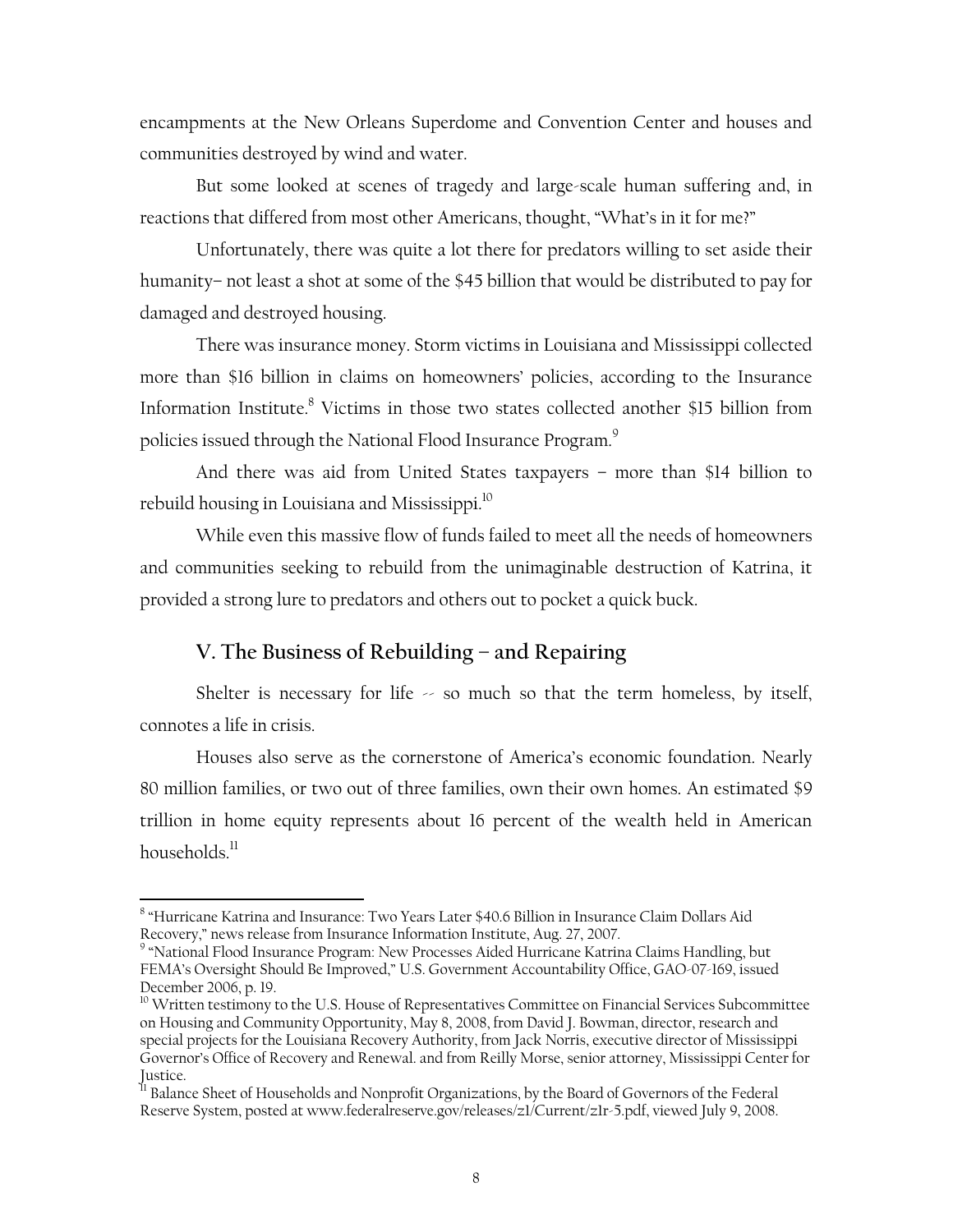encampments at the New Orleans Superdome and Convention Center and houses and communities destroyed by wind and water.

But some looked at scenes of tragedy and large-scale human suffering and, in reactions that differed from most other Americans, thought, "What's in it for me?"

Unfortunately, there was quite a lot there for predators willing to set aside their humanity– not least a shot at some of the $45 billion that would be distributed to pay for damaged and destroyed housing.

There was insurance money. Storm victims in Louisiana and Mississippi collected more than $16 billion in claims on homeowners' policies, according to the Insurance Information Institute.[8] Victims in those two states collected another $15 billion from policies issued through the National Flood Insurance Program.[9]

And there was aid from United States taxpayers – more than $14 billion to rebuild housing in Louisiana and Mississippi.[10]

While even this massive flow of funds failed to meet all the needs of homeowners and communities seeking to rebuild from the unimaginable destruction of Katrina, it provided a strong lure to predators and others out to pocket a quick buck.

## V. The Business of Rebuilding – and Repairing

Shelter is necessary for life -- so much so that the term homeless, by itself, connotes a life in crisis.

Houses also serve as the cornerstone of America's economic foundation. Nearly 80 million families, or two out of three families, own their own homes. An estimated $9 trillion in home equity represents about 16 percent of the wealth held in American households.[11]

---

[8] "Hurricane Katrina and Insurance: Two Years Later $40.6 Billion in Insurance Claim Dollars Aid Recovery," news release from Insurance Information Institute, Aug. 27, 2007.

[9] "National Flood Insurance Program: New Processes Aided Hurricane Katrina Claims Handling, but FEMA's Oversight Should Be Improved," U.S. Government Accountability Office, GAO-07-169, issued December 2006, p. 19.

[10] Written testimony to the U.S. House of Representatives Committee on Financial Services Subcommittee on Housing and Community Opportunity, May 8, 2008, from David J. Bowman, director, research and special projects for the Louisiana Recovery Authority, from Jack Norris, executive director of Mississippi Governor's Office of Recovery and Renewal. and from Reilly Morse, senior attorney, Mississippi Center for Justice.

[11] Balance Sheet of Households and Nonprofit Organizations, by the Board of Governors of the Federal Reserve System, posted at www.federalreserve.gov/releases/z1/Current/z1r-5.pdf, viewed July 9, 2008.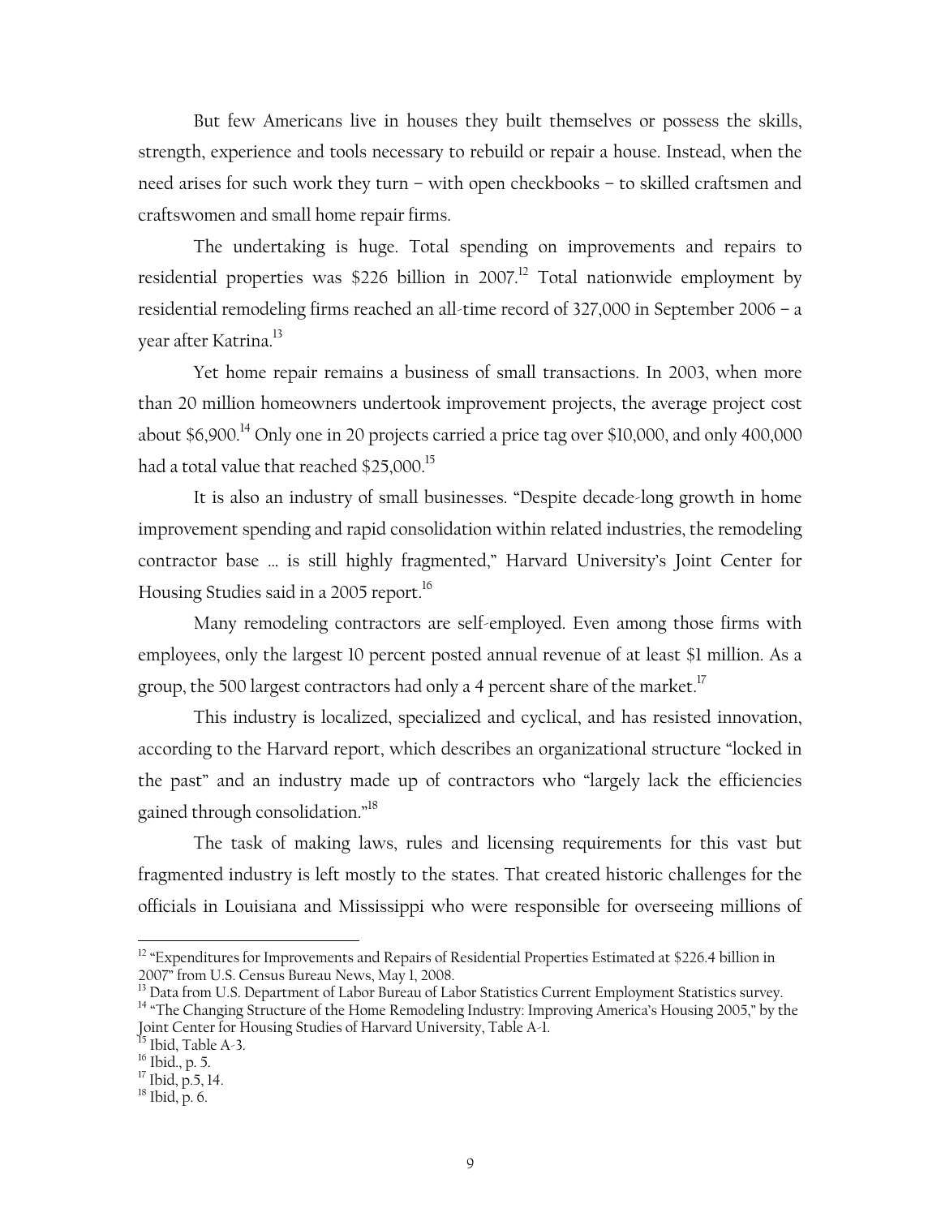But few Americans live in houses they built themselves or possess the skills, strength, experience and tools necessary to rebuild or repair a house. Instead, when the need arises for such work they turn – with open checkbooks – to skilled craftsmen and craftswomen and small home repair firms.

The undertaking is huge. Total spending on improvements and repairs to residential properties was $226 billion in 2007.[12] Total nationwide employment by residential remodeling firms reached an all-time record of 327,000 in September 2006 – a year after Katrina.[13]

Yet home repair remains a business of small transactions. In 2003, when more than 20 million homeowners undertook improvement projects, the average project cost about $6,900.[14] Only one in 20 projects carried a price tag over $10,000, and only 400,000 had a total value that reached $25,000.[15]

It is also an industry of small businesses. "Despite decade-long growth in home improvement spending and rapid consolidation within related industries, the remodeling contractor base … is still highly fragmented," Harvard University's Joint Center for Housing Studies said in a 2005 report.[16]

Many remodeling contractors are self-employed. Even among those firms with employees, only the largest 10 percent posted annual revenue of at least $1 million. As a group, the 500 largest contractors had only a 4 percent share of the market.[17]

This industry is localized, specialized and cyclical, and has resisted innovation, according to the Harvard report, which describes an organizational structure "locked in the past" and an industry made up of contractors who "largely lack the efficiencies gained through consolidation."[18]

The task of making laws, rules and licensing requirements for this vast but fragmented industry is left mostly to the states. That created historic challenges for the officials in Louisiana and Mississippi who were responsible for overseeing millions of

---

[12] "Expenditures for Improvements and Repairs of Residential Properties Estimated at $226.4 billion in 2007" from U.S. Census Bureau News, May 1, 2008.

[13] Data from U.S. Department of Labor Bureau of Labor Statistics Current Employment Statistics survey.

[14] "The Changing Structure of the Home Remodeling Industry: Improving America's Housing 2005," by the Joint Center for Housing Studies of Harvard University, Table A-1.

[15] Ibid, Table A-3.

[16] Ibid., p. 5.

[17] Ibid, p.5, 14.

[18] Ibid, p. 6.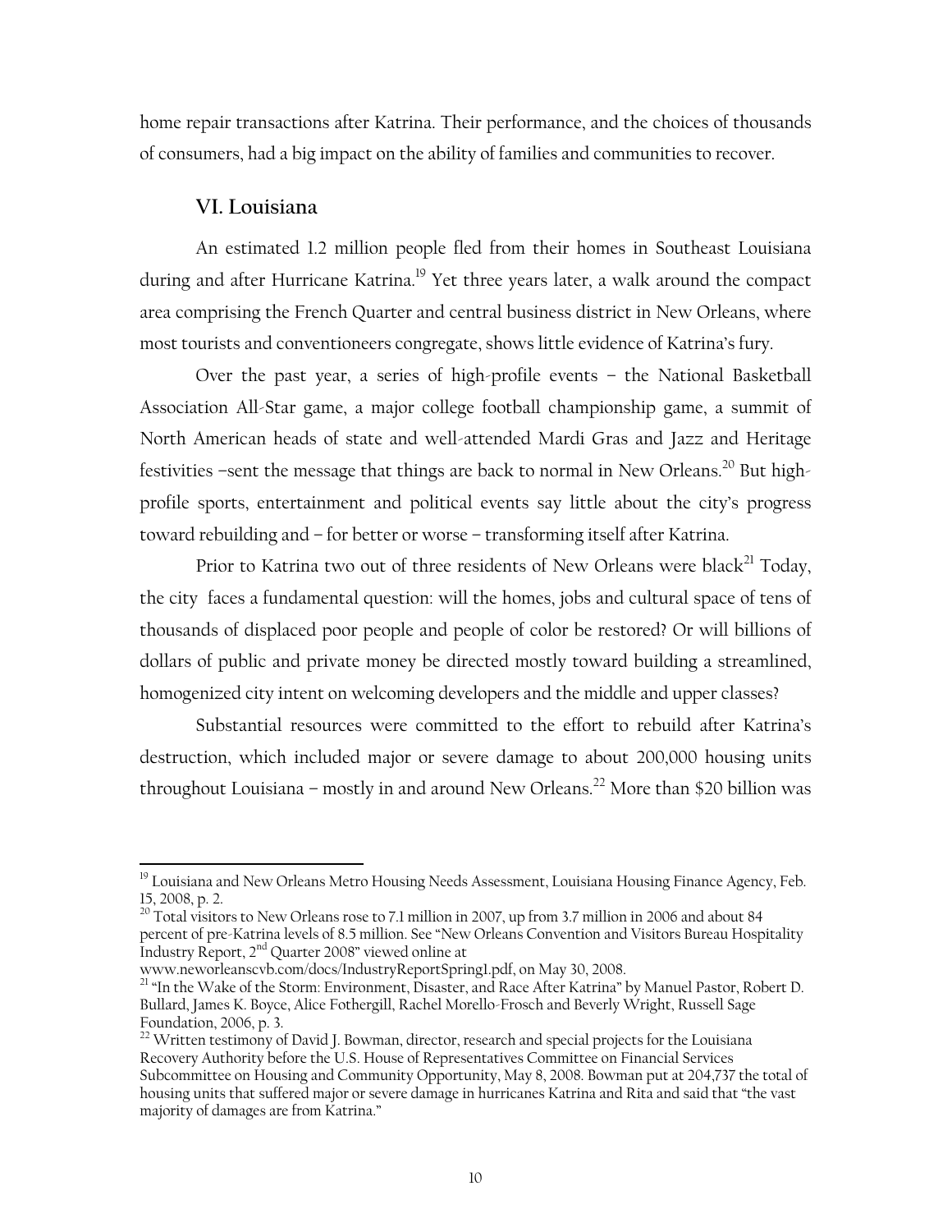home repair transactions after Katrina. Their performance, and the choices of thousands of consumers, had a big impact on the ability of families and communities to recover.

## VI. Louisiana

An estimated 1.2 million people fled from their homes in Southeast Louisiana during and after Hurricane Katrina.[19] Yet three years later, a walk around the compact area comprising the French Quarter and central business district in New Orleans, where most tourists and conventioneers congregate, shows little evidence of Katrina's fury.

Over the past year, a series of high-profile events – the National Basketball Association All-Star game, a major college football championship game, a summit of North American heads of state and well-attended Mardi Gras and Jazz and Heritage festivities –sent the message that things are back to normal in New Orleans.[20] But high-profile sports, entertainment and political events say little about the city's progress toward rebuilding and – for better or worse – transforming itself after Katrina.

Prior to Katrina two out of three residents of New Orleans were black[21] Today, the city faces a fundamental question: will the homes, jobs and cultural space of tens of thousands of displaced poor people and people of color be restored? Or will billions of dollars of public and private money be directed mostly toward building a streamlined, homogenized city intent on welcoming developers and the middle and upper classes?

Substantial resources were committed to the effort to rebuild after Katrina's destruction, which included major or severe damage to about 200,000 housing units throughout Louisiana – mostly in and around New Orleans.[22] More than $20 billion was

---

[19] Louisiana and New Orleans Metro Housing Needs Assessment, Louisiana Housing Finance Agency, Feb. 15, 2008, p. 2.

[20] Total visitors to New Orleans rose to 7.1 million in 2007, up from 3.7 million in 2006 and about 84 percent of pre-Katrina levels of 8.5 million. See "New Orleans Convention and Visitors Bureau Hospitality Industry Report, 2nd Quarter 2008" viewed online at www.neworleanscvb.com/docs/IndustryReportSpring1.pdf, on May 30, 2008.

[21] "In the Wake of the Storm: Environment, Disaster, and Race After Katrina" by Manuel Pastor, Robert D. Bullard, James K. Boyce, Alice Fothergill, Rachel Morello-Frosch and Beverly Wright, Russell Sage Foundation, 2006, p. 3.

[22] Written testimony of David J. Bowman, director, research and special projects for the Louisiana Recovery Authority before the U.S. House of Representatives Committee on Financial Services Subcommittee on Housing and Community Opportunity, May 8, 2008. Bowman put at 204,737 the total of housing units that suffered major or severe damage in hurricanes Katrina and Rita and said that "the vast majority of damages are from Katrina."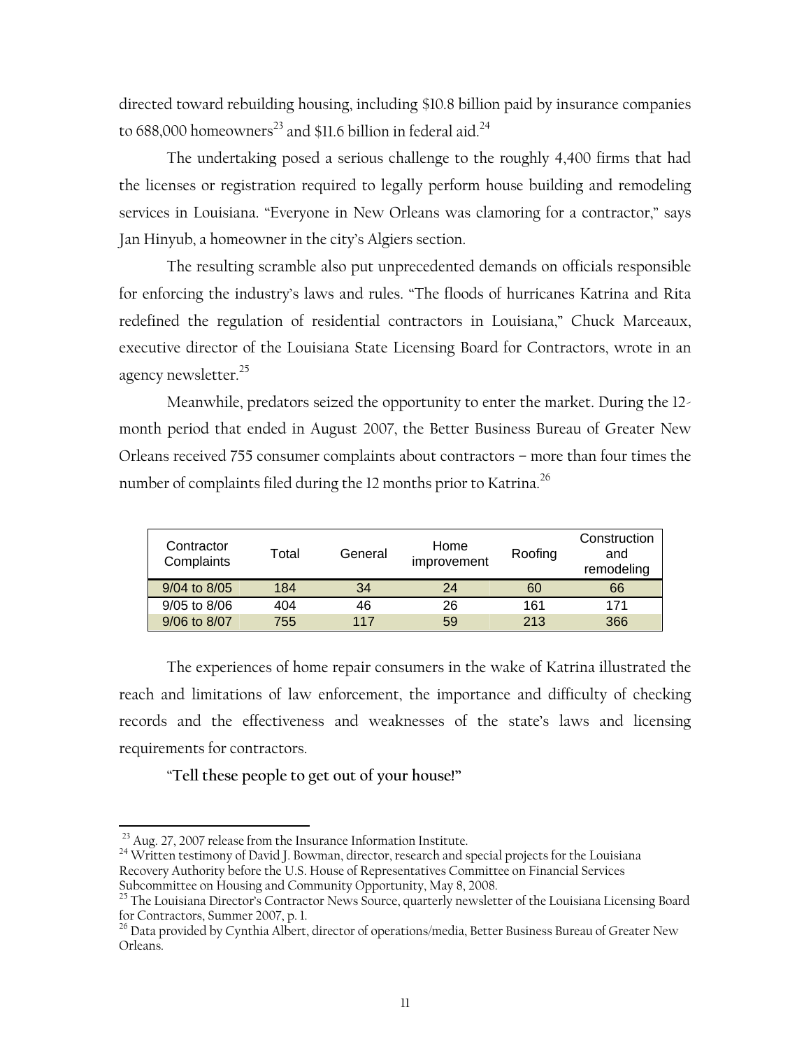directed toward rebuilding housing, including $10.8 billion paid by insurance companies to 688,000 homeowners[23] and $11.6 billion in federal aid.[24]

The undertaking posed a serious challenge to the roughly 4,400 firms that had the licenses or registration required to legally perform house building and remodeling services in Louisiana. "Everyone in New Orleans was clamoring for a contractor," says Jan Hinyub, a homeowner in the city's Algiers section.

The resulting scramble also put unprecedented demands on officials responsible for enforcing the industry's laws and rules. "The floods of hurricanes Katrina and Rita redefined the regulation of residential contractors in Louisiana," Chuck Marceaux, executive director of the Louisiana State Licensing Board for Contractors, wrote in an agency newsletter.[25]

Meanwhile, predators seized the opportunity to enter the market. During the 12-month period that ended in August 2007, the Better Business Bureau of Greater New Orleans received 755 consumer complaints about contractors – more than four times the number of complaints filed during the 12 months prior to Katrina.[26]

| Contractor Complaints | Total | General | Home improvement | Roofing | Construction and remodeling |
|---|---|---|---|---|---|
| 9/04 to 8/05 | 184 | 34 | 24 | 60 | 66 |
| 9/05 to 8/06 | 404 | 46 | 26 | 161 | 171 |
| 9/06 to 8/07 | 755 | 117 | 59 | 213 | 366 |

The experiences of home repair consumers in the wake of Katrina illustrated the reach and limitations of law enforcement, the importance and difficulty of checking records and the effectiveness and weaknesses of the state's laws and licensing requirements for contractors.

**"Tell these people to get out of your house!"**

---

[23] Aug. 27, 2007 release from the Insurance Information Institute.

[24] Written testimony of David J. Bowman, director, research and special projects for the Louisiana Recovery Authority before the U.S. House of Representatives Committee on Financial Services Subcommittee on Housing and Community Opportunity, May 8, 2008.

[25] The Louisiana Director's Contractor News Source, quarterly newsletter of the Louisiana Licensing Board for Contractors, Summer 2007, p. 1.

[26] Data provided by Cynthia Albert, director of operations/media, Better Business Bureau of Greater New Orleans.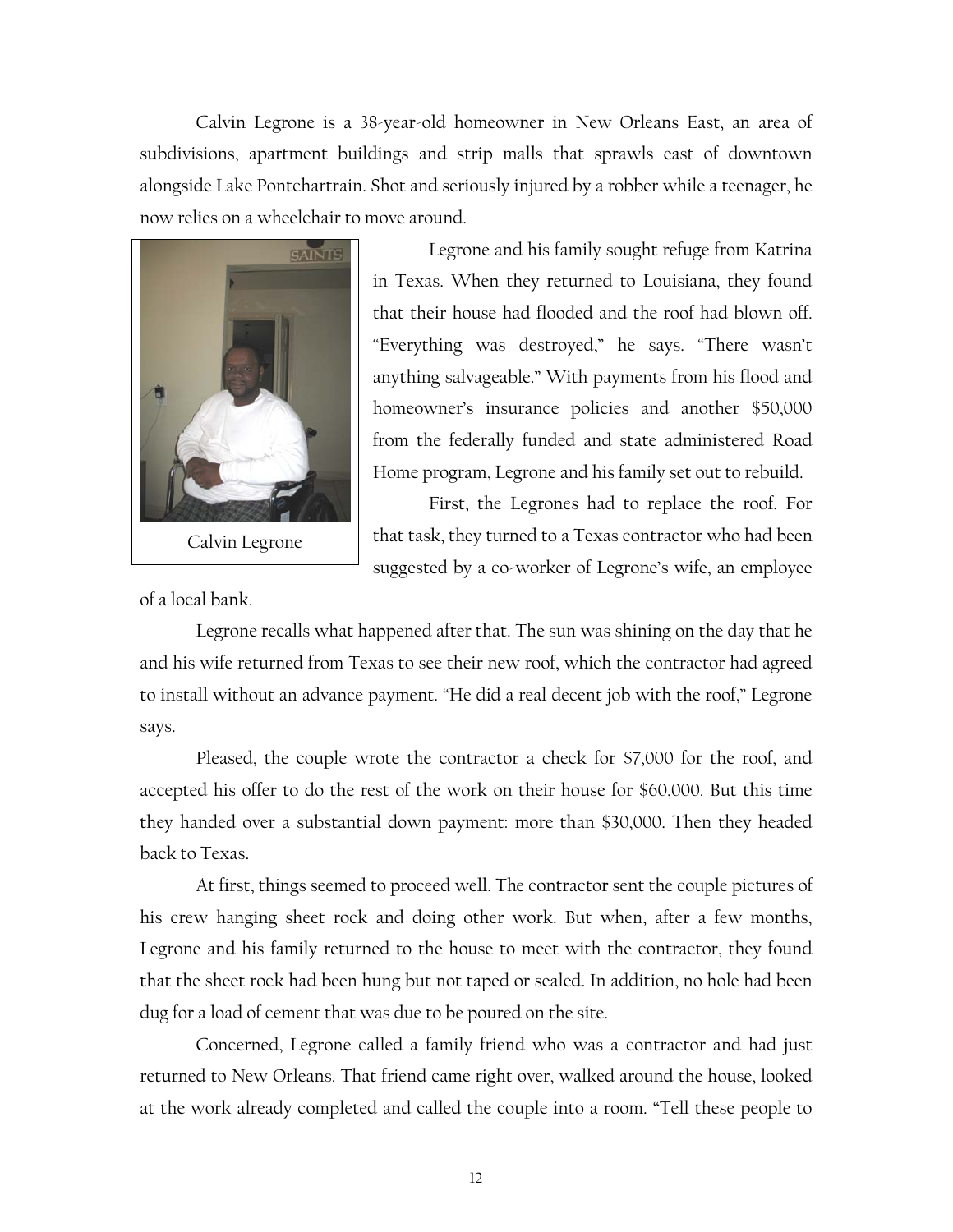Calvin Legrone is a 38-year-old homeowner in New Orleans East, an area of subdivisions, apartment buildings and strip malls that sprawls east of downtown alongside Lake Pontchartrain. Shot and seriously injured by a robber while a teenager, he now relies on a wheelchair to move around.

Calvin Legrone

Legrone and his family sought refuge from Katrina in Texas. When they returned to Louisiana, they found that their house had flooded and the roof had blown off. "Everything was destroyed," he says. "There wasn't anything salvageable." With payments from his flood and homeowner's insurance policies and another $50,000 from the federally funded and state administered Road Home program, Legrone and his family set out to rebuild.

First, the Legrones had to replace the roof. For that task, they turned to a Texas contractor who had been suggested by a co-worker of Legrone's wife, an employee of a local bank.

Legrone recalls what happened after that. The sun was shining on the day that he and his wife returned from Texas to see their new roof, which the contractor had agreed to install without an advance payment. "He did a real decent job with the roof," Legrone says.

Pleased, the couple wrote the contractor a check for $7,000 for the roof, and accepted his offer to do the rest of the work on their house for $60,000. But this time they handed over a substantial down payment: more than $30,000. Then they headed back to Texas.

At first, things seemed to proceed well. The contractor sent the couple pictures of his crew hanging sheet rock and doing other work. But when, after a few months, Legrone and his family returned to the house to meet with the contractor, they found that the sheet rock had been hung but not taped or sealed. In addition, no hole had been dug for a load of cement that was due to be poured on the site.

Concerned, Legrone called a family friend who was a contractor and had just returned to New Orleans. That friend came right over, walked around the house, looked at the work already completed and called the couple into a room. "Tell these people to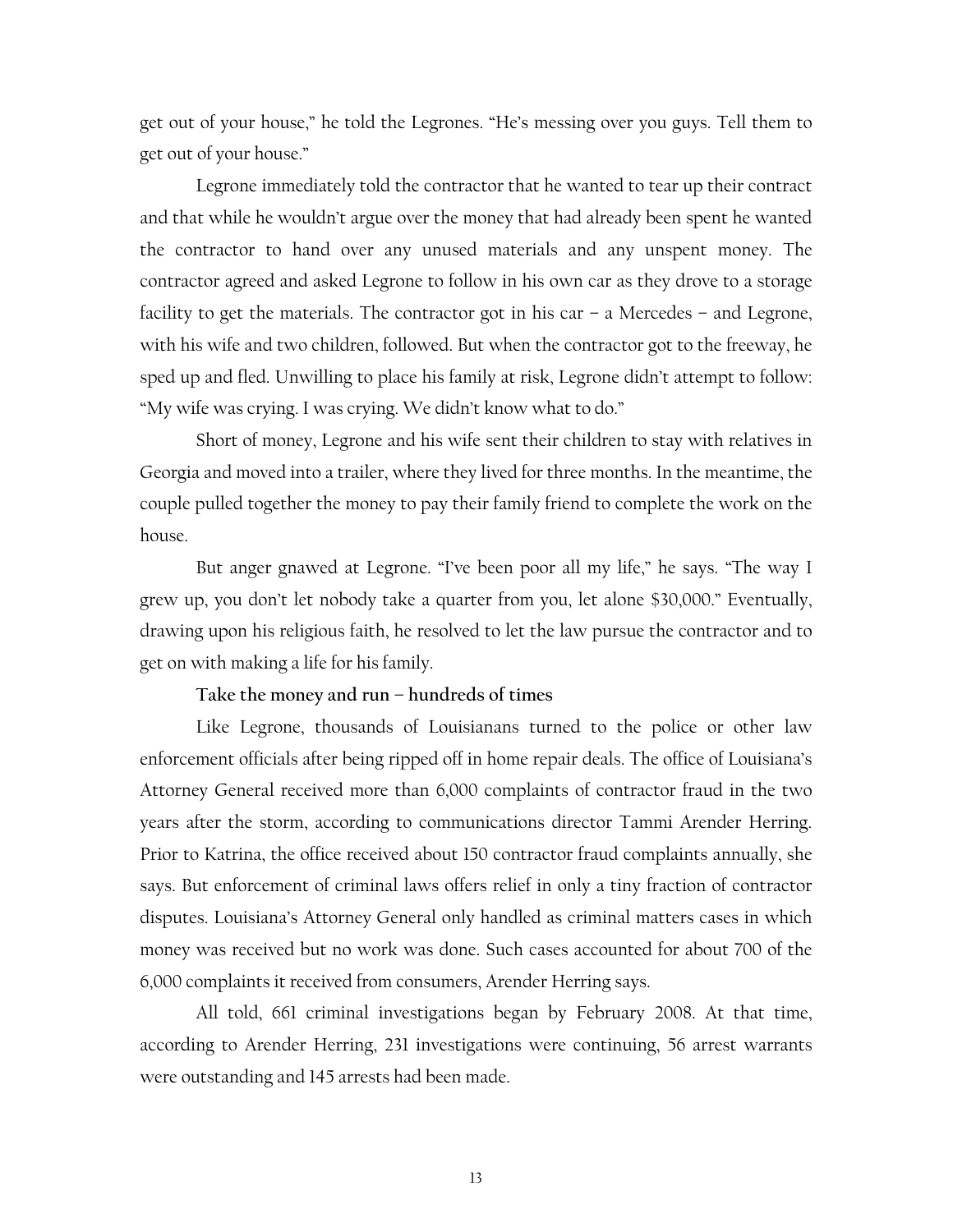get out of your house," he told the Legrones. "He's messing over you guys. Tell them to get out of your house."

Legrone immediately told the contractor that he wanted to tear up their contract and that while he wouldn't argue over the money that had already been spent he wanted the contractor to hand over any unused materials and any unspent money. The contractor agreed and asked Legrone to follow in his own car as they drove to a storage facility to get the materials. The contractor got in his car – a Mercedes – and Legrone, with his wife and two children, followed. But when the contractor got to the freeway, he sped up and fled. Unwilling to place his family at risk, Legrone didn't attempt to follow: "My wife was crying. I was crying. We didn't know what to do."

Short of money, Legrone and his wife sent their children to stay with relatives in Georgia and moved into a trailer, where they lived for three months. In the meantime, the couple pulled together the money to pay their family friend to complete the work on the house.

But anger gnawed at Legrone. "I've been poor all my life," he says. "The way I grew up, you don't let nobody take a quarter from you, let alone $30,000." Eventually, drawing upon his religious faith, he resolved to let the law pursue the contractor and to get on with making a life for his family.

**Take the money and run – hundreds of times**

Like Legrone, thousands of Louisianans turned to the police or other law enforcement officials after being ripped off in home repair deals. The office of Louisiana's Attorney General received more than 6,000 complaints of contractor fraud in the two years after the storm, according to communications director Tammi Arender Herring. Prior to Katrina, the office received about 150 contractor fraud complaints annually, she says. But enforcement of criminal laws offers relief in only a tiny fraction of contractor disputes. Louisiana's Attorney General only handled as criminal matters cases in which money was received but no work was done. Such cases accounted for about 700 of the 6,000 complaints it received from consumers, Arender Herring says.

All told, 661 criminal investigations began by February 2008. At that time, according to Arender Herring, 231 investigations were continuing, 56 arrest warrants were outstanding and 145 arrests had been made.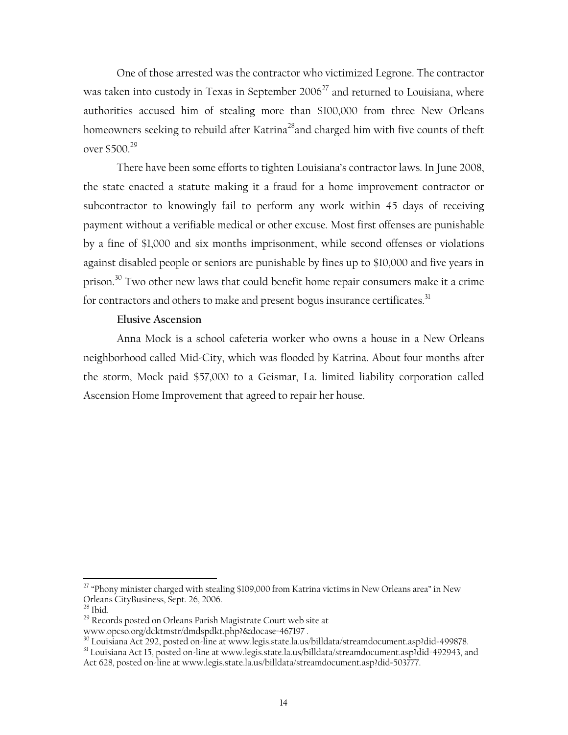One of those arrested was the contractor who victimized Legrone. The contractor was taken into custody in Texas in September 2006[27] and returned to Louisiana, where authorities accused him of stealing more than $100,000 from three New Orleans homeowners seeking to rebuild after Katrina[28] and charged him with five counts of theft over $500.[29]

There have been some efforts to tighten Louisiana's contractor laws. In June 2008, the state enacted a statute making it a fraud for a home improvement contractor or subcontractor to knowingly fail to perform any work within 45 days of receiving payment without a verifiable medical or other excuse. Most first offenses are punishable by a fine of $1,000 and six months imprisonment, while second offenses or violations against disabled people or seniors are punishable by fines up to $10,000 and five years in prison.[30] Two other new laws that could benefit home repair consumers make it a crime for contractors and others to make and present bogus insurance certificates.[31]

**Elusive Ascension**

Anna Mock is a school cafeteria worker who owns a house in a New Orleans neighborhood called Mid-City, which was flooded by Katrina. About four months after the storm, Mock paid $57,000 to a Geismar, La. limited liability corporation called Ascension Home Improvement that agreed to repair her house.

---

[27] "Phony minister charged with stealing $109,000 from Katrina victims in New Orleans area" in New Orleans CityBusiness, Sept. 26, 2006.

[28] Ibid.

[29] Records posted on Orleans Parish Magistrate Court web site at www.opcso.org/dcktmstr/dmdspdkt.php?&docase=467197 .

[30] Louisiana Act 292, posted on-line at www.legis.state.la.us/billdata/streamdocument.asp?did=499878.

[31] Louisiana Act 15, posted on-line at www.legis.state.la.us/billdata/streamdocument.asp?did=492943, and Act 628, posted on-line at www.legis.state.la.us/billdata/streamdocument.asp?did=503777.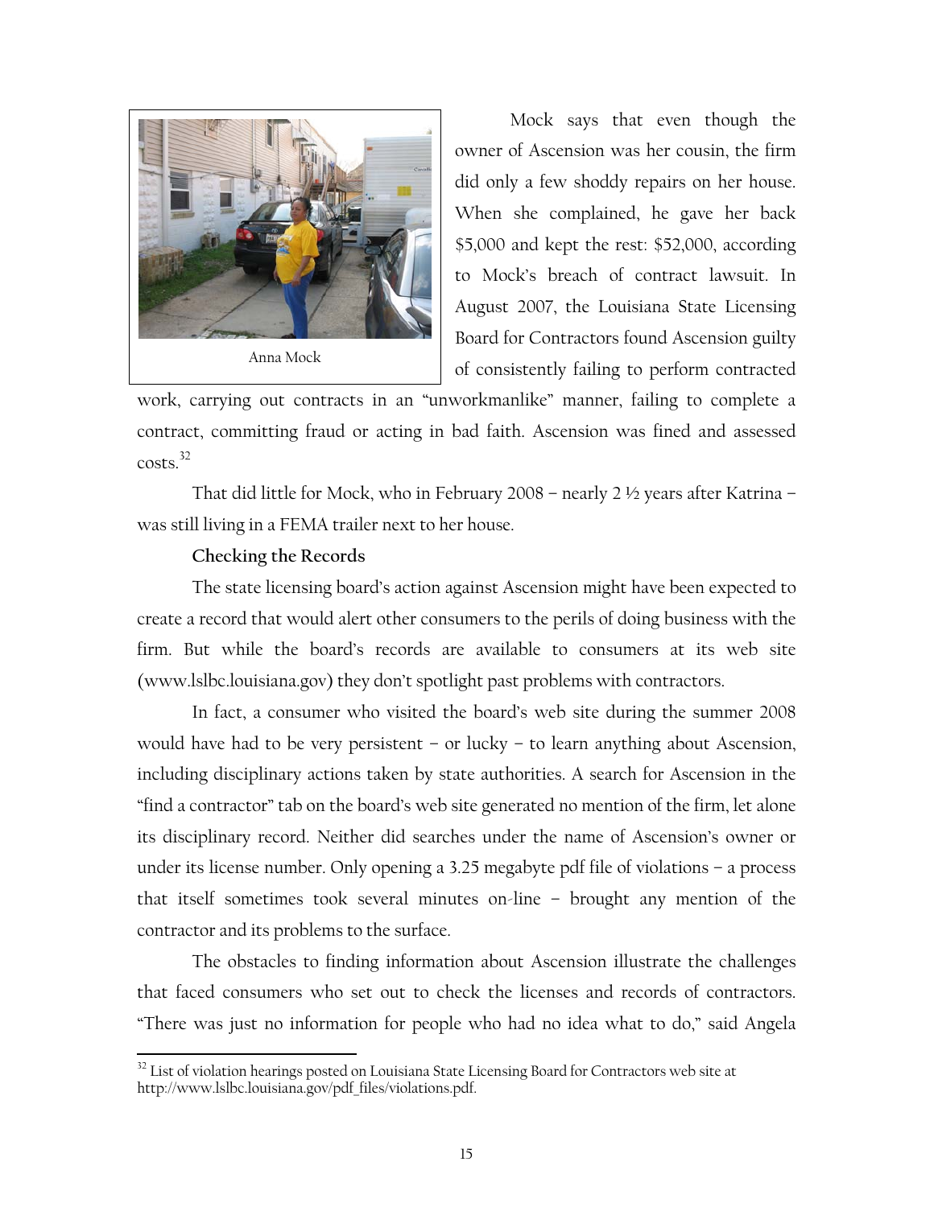Anna Mock

Mock says that even though the owner of Ascension was her cousin, the firm did only a few shoddy repairs on her house. When she complained, he gave her back $5,000 and kept the rest: $52,000, according to Mock's breach of contract lawsuit. In August 2007, the Louisiana State Licensing Board for Contractors found Ascension guilty of consistently failing to perform contracted work, carrying out contracts in an "unworkmanlike" manner, failing to complete a contract, committing fraud or acting in bad faith. Ascension was fined and assessed costs.[32]

That did little for Mock, who in February 2008 – nearly 2 ½ years after Katrina – was still living in a FEMA trailer next to her house.

**Checking the Records**

The state licensing board's action against Ascension might have been expected to create a record that would alert other consumers to the perils of doing business with the firm. But while the board's records are available to consumers at its web site (www.lslbc.louisiana.gov) they don't spotlight past problems with contractors.

In fact, a consumer who visited the board's web site during the summer 2008 would have had to be very persistent – or lucky – to learn anything about Ascension, including disciplinary actions taken by state authorities. A search for Ascension in the "find a contractor" tab on the board's web site generated no mention of the firm, let alone its disciplinary record. Neither did searches under the name of Ascension's owner or under its license number. Only opening a 3.25 megabyte pdf file of violations – a process that itself sometimes took several minutes on-line – brought any mention of the contractor and its problems to the surface.

The obstacles to finding information about Ascension illustrate the challenges that faced consumers who set out to check the licenses and records of contractors. "There was just no information for people who had no idea what to do," said Angela

[32] List of violation hearings posted on Louisiana State Licensing Board for Contractors web site at http://www.lslbc.louisiana.gov/pdf_files/violations.pdf.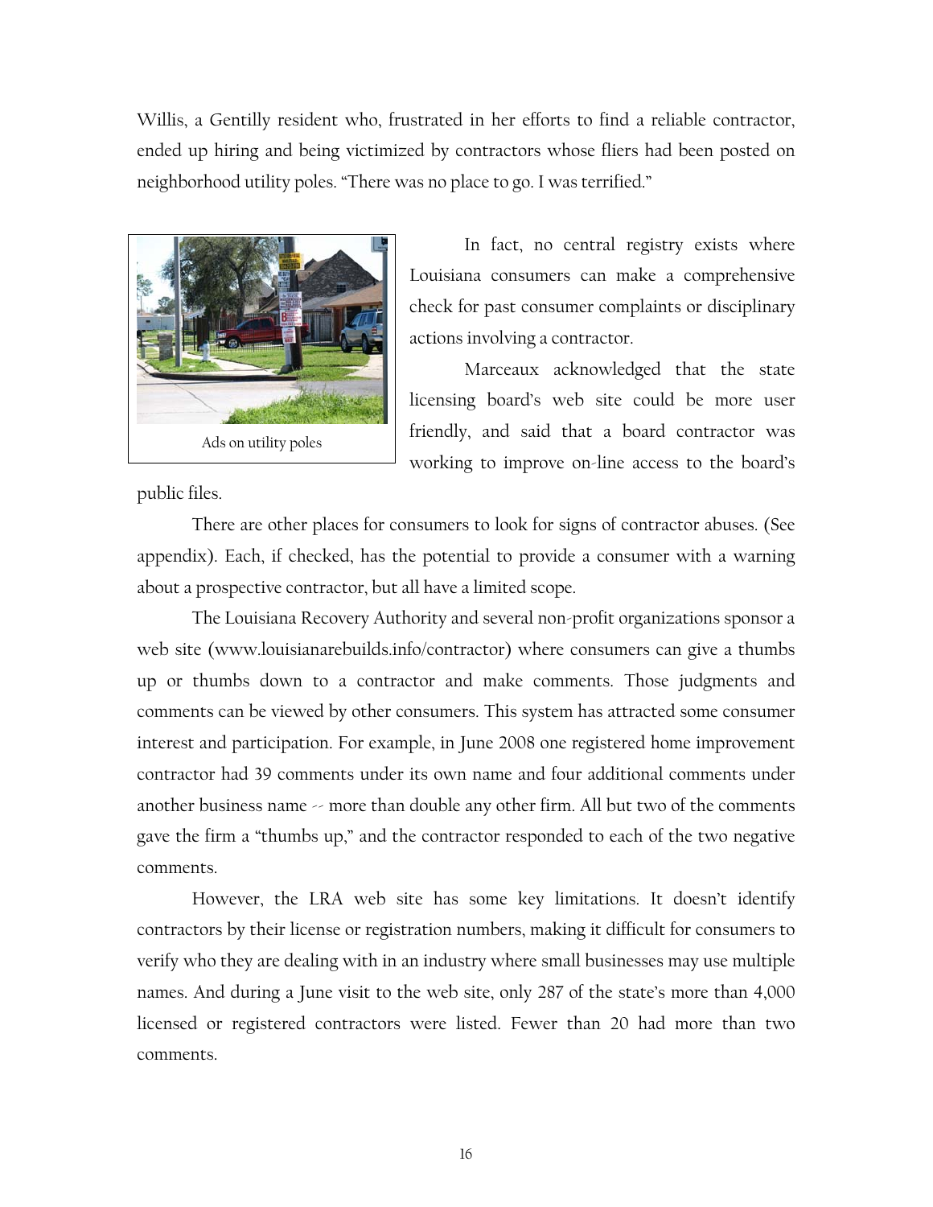Willis, a Gentilly resident who, frustrated in her efforts to find a reliable contractor, ended up hiring and being victimized by contractors whose fliers had been posted on neighborhood utility poles. "There was no place to go. I was terrified."

Ads on utility poles

In fact, no central registry exists where Louisiana consumers can make a comprehensive check for past consumer complaints or disciplinary actions involving a contractor.

Marceaux acknowledged that the state licensing board's web site could be more user friendly, and said that a board contractor was working to improve on-line access to the board's public files.

There are other places for consumers to look for signs of contractor abuses. (See appendix). Each, if checked, has the potential to provide a consumer with a warning about a prospective contractor, but all have a limited scope.

The Louisiana Recovery Authority and several non-profit organizations sponsor a web site (www.louisianarebuilds.info/contractor) where consumers can give a thumbs up or thumbs down to a contractor and make comments. Those judgments and comments can be viewed by other consumers. This system has attracted some consumer interest and participation. For example, in June 2008 one registered home improvement contractor had 39 comments under its own name and four additional comments under another business name -- more than double any other firm. All but two of the comments gave the firm a "thumbs up," and the contractor responded to each of the two negative comments.

However, the LRA web site has some key limitations. It doesn't identify contractors by their license or registration numbers, making it difficult for consumers to verify who they are dealing with in an industry where small businesses may use multiple names. And during a June visit to the web site, only 287 of the state's more than 4,000 licensed or registered contractors were listed. Fewer than 20 had more than two comments.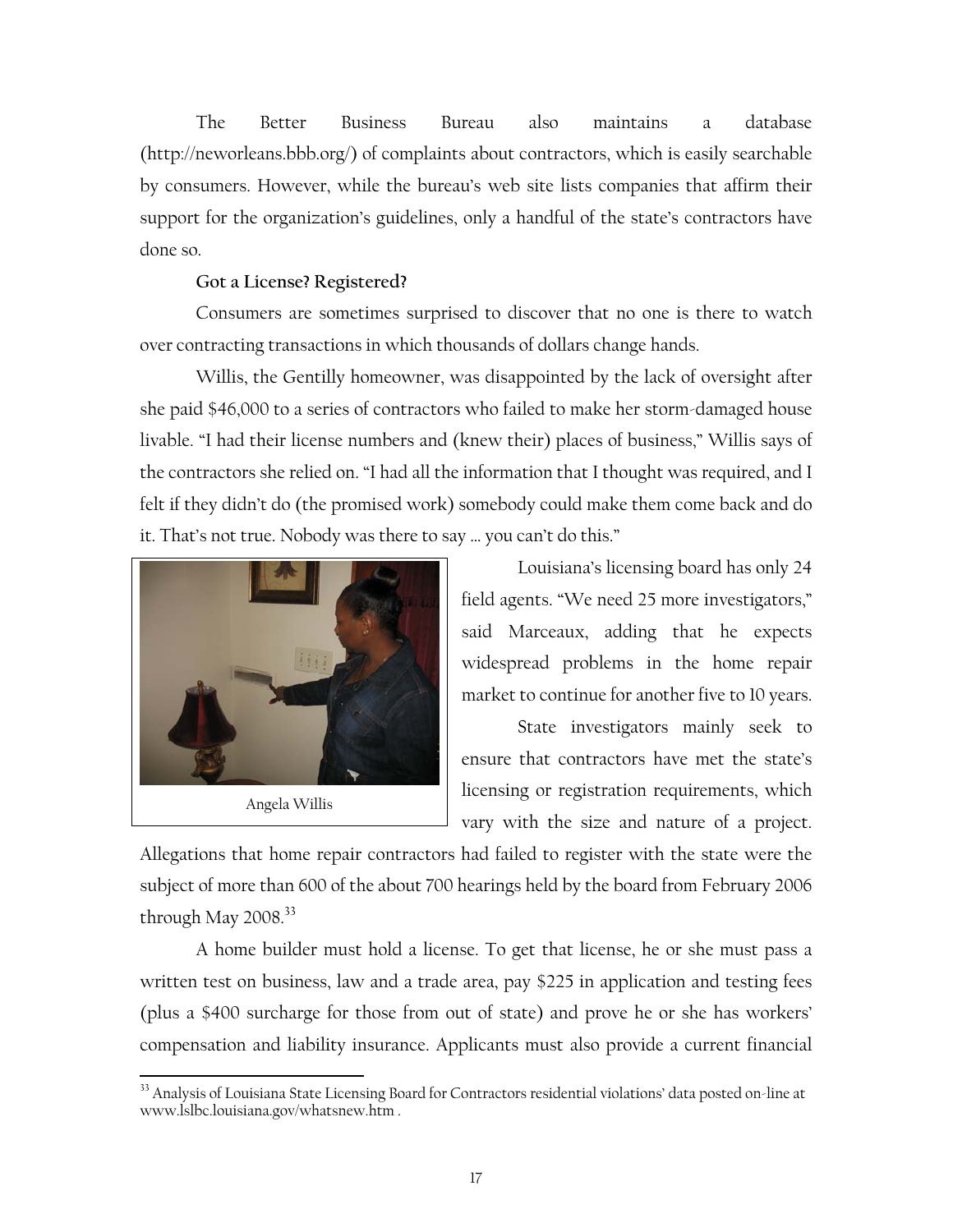The Better Business Bureau also maintains a database (http://neworleans.bbb.org/) of complaints about contractors, which is easily searchable by consumers. However, while the bureau's web site lists companies that affirm their support for the organization's guidelines, only a handful of the state's contractors have done so.

**Got a License? Registered?**

Consumers are sometimes surprised to discover that no one is there to watch over contracting transactions in which thousands of dollars change hands.

Willis, the Gentilly homeowner, was disappointed by the lack of oversight after she paid $46,000 to a series of contractors who failed to make her storm-damaged house livable. "I had their license numbers and (knew their) places of business," Willis says of the contractors she relied on. "I had all the information that I thought was required, and I felt if they didn't do (the promised work) somebody could make them come back and do it. That's not true. Nobody was there to say … you can't do this."

Angela Willis

Louisiana's licensing board has only 24 field agents. "We need 25 more investigators," said Marceaux, adding that he expects widespread problems in the home repair market to continue for another five to 10 years.

State investigators mainly seek to ensure that contractors have met the state's licensing or registration requirements, which vary with the size and nature of a project. Allegations that home repair contractors had failed to register with the state were the subject of more than 600 of the about 700 hearings held by the board from February 2006 through May 2008.[33]

A home builder must hold a license. To get that license, he or she must pass a written test on business, law and a trade area, pay $225 in application and testing fees (plus a $400 surcharge for those from out of state) and prove he or she has workers' compensation and liability insurance. Applicants must also provide a current financial

[33] Analysis of Louisiana State Licensing Board for Contractors residential violations' data posted on-line at www.lslbc.louisiana.gov/whatsnew.htm .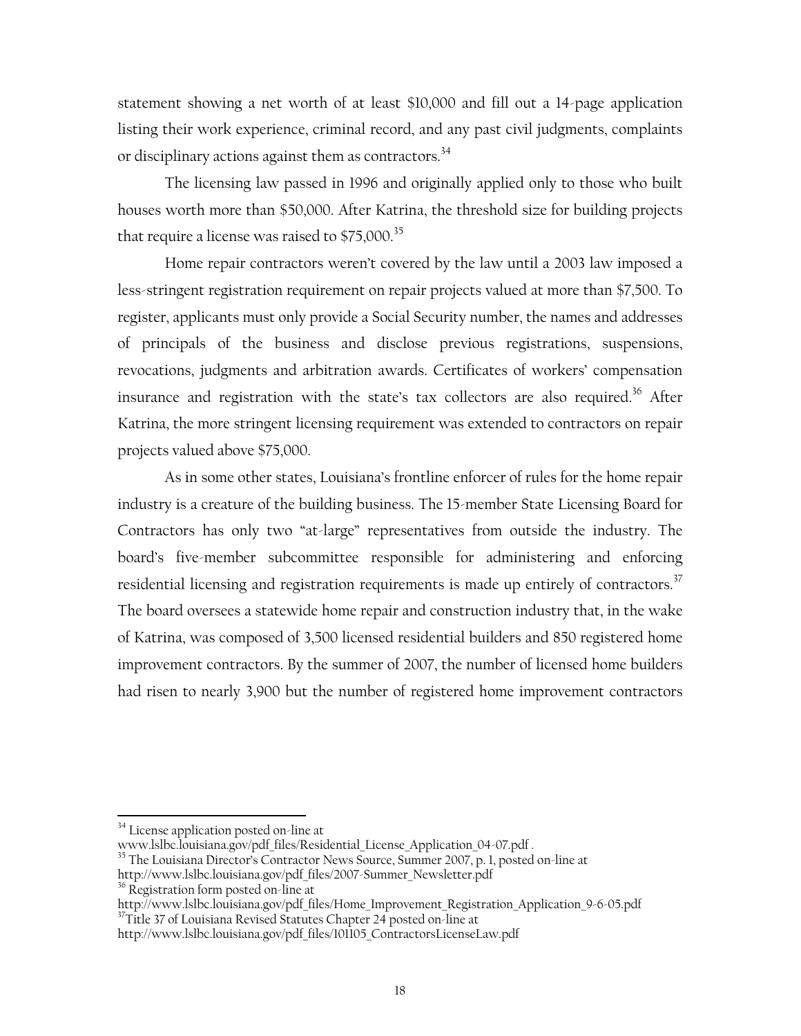statement showing a net worth of at least $10,000 and fill out a 14-page application listing their work experience, criminal record, and any past civil judgments, complaints or disciplinary actions against them as contractors.[34]

The licensing law passed in 1996 and originally applied only to those who built houses worth more than $50,000. After Katrina, the threshold size for building projects that require a license was raised to $75,000.[35]

Home repair contractors weren't covered by the law until a 2003 law imposed a less-stringent registration requirement on repair projects valued at more than $7,500. To register, applicants must only provide a Social Security number, the names and addresses of principals of the business and disclose previous registrations, suspensions, revocations, judgments and arbitration awards. Certificates of workers' compensation insurance and registration with the state's tax collectors are also required.[36] After Katrina, the more stringent licensing requirement was extended to contractors on repair projects valued above $75,000.

As in some other states, Louisiana's frontline enforcer of rules for the home repair industry is a creature of the building business. The 15-member State Licensing Board for Contractors has only two "at-large" representatives from outside the industry. The board's five-member subcommittee responsible for administering and enforcing residential licensing and registration requirements is made up entirely of contractors.[37] The board oversees a statewide home repair and construction industry that, in the wake of Katrina, was composed of 3,500 licensed residential builders and 850 registered home improvement contractors. By the summer of 2007, the number of licensed home builders had risen to nearly 3,900 but the number of registered home improvement contractors

---

[34] License application posted on-line at www.lslbc.louisiana.gov/pdf_files/Residential_License_Application_04-07.pdf .

[35] The Louisiana Director's Contractor News Source, Summer 2007, p. 1, posted on-line at http://www.lslbc.louisiana.gov/pdf_files/2007-Summer_Newsletter.pdf

[36] Registration form posted on-line at http://www.lslbc.louisiana.gov/pdf_files/Home_Improvement_Registration_Application_9-6-05.pdf

[37] Title 37 of Louisiana Revised Statutes Chapter 24 posted on-line at http://www.lslbc.louisiana.gov/pdf_files/101105_ContractorsLicenseLaw.pdf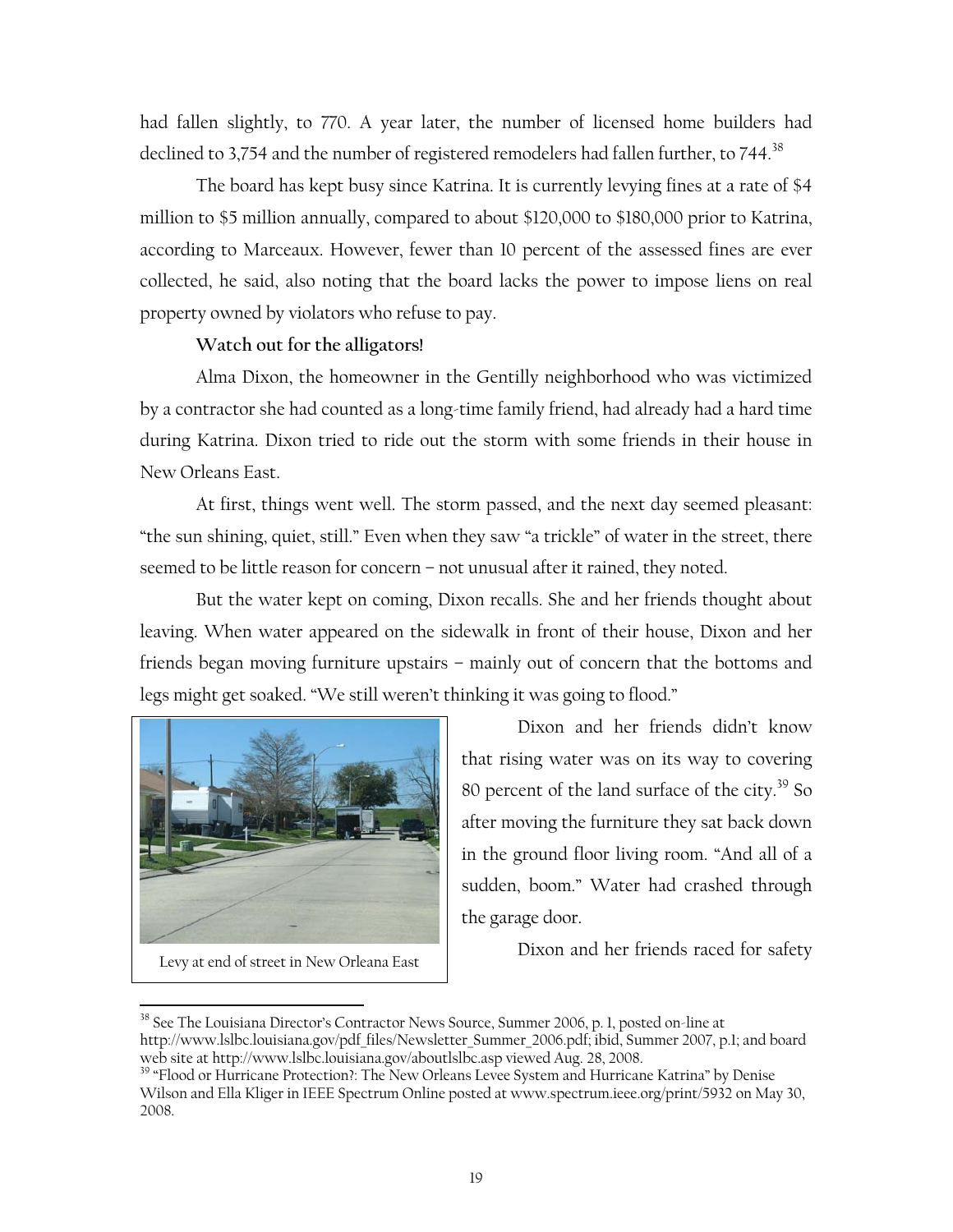had fallen slightly, to 770. A year later, the number of licensed home builders had declined to 3,754 and the number of registered remodelers had fallen further, to 744.[38]

The board has kept busy since Katrina. It is currently levying fines at a rate of $4 million to $5 million annually, compared to about $120,000 to $180,000 prior to Katrina, according to Marceaux. However, fewer than 10 percent of the assessed fines are ever collected, he said, also noting that the board lacks the power to impose liens on real property owned by violators who refuse to pay.

**Watch out for the alligators!**

Alma Dixon, the homeowner in the Gentilly neighborhood who was victimized by a contractor she had counted as a long-time family friend, had already had a hard time during Katrina. Dixon tried to ride out the storm with some friends in their house in New Orleans East.

At first, things went well. The storm passed, and the next day seemed pleasant: "the sun shining, quiet, still." Even when they saw "a trickle" of water in the street, there seemed to be little reason for concern – not unusual after it rained, they noted.

But the water kept on coming, Dixon recalls. She and her friends thought about leaving. When water appeared on the sidewalk in front of their house, Dixon and her friends began moving furniture upstairs – mainly out of concern that the bottoms and legs might get soaked. "We still weren't thinking it was going to flood."

Levy at end of street in New Orleana East

Dixon and her friends didn't know that rising water was on its way to covering 80 percent of the land surface of the city.[39] So after moving the furniture they sat back down in the ground floor living room. "And all of a sudden, boom." Water had crashed through the garage door.

Dixon and her friends raced for safety

---

[38] See The Louisiana Director's Contractor News Source, Summer 2006, p. 1, posted on-line at http://www.lslbc.louisiana.gov/pdf_files/Newsletter_Summer_2006.pdf; ibid, Summer 2007, p.1; and board web site at http://www.lslbc.louisiana.gov/aboutlslbc.asp viewed Aug. 28, 2008.

[39] "Flood or Hurricane Protection?: The New Orleans Levee System and Hurricane Katrina" by Denise Wilson and Ella Kliger in IEEE Spectrum Online posted at www.spectrum.ieee.org/print/5932 on May 30, 2008.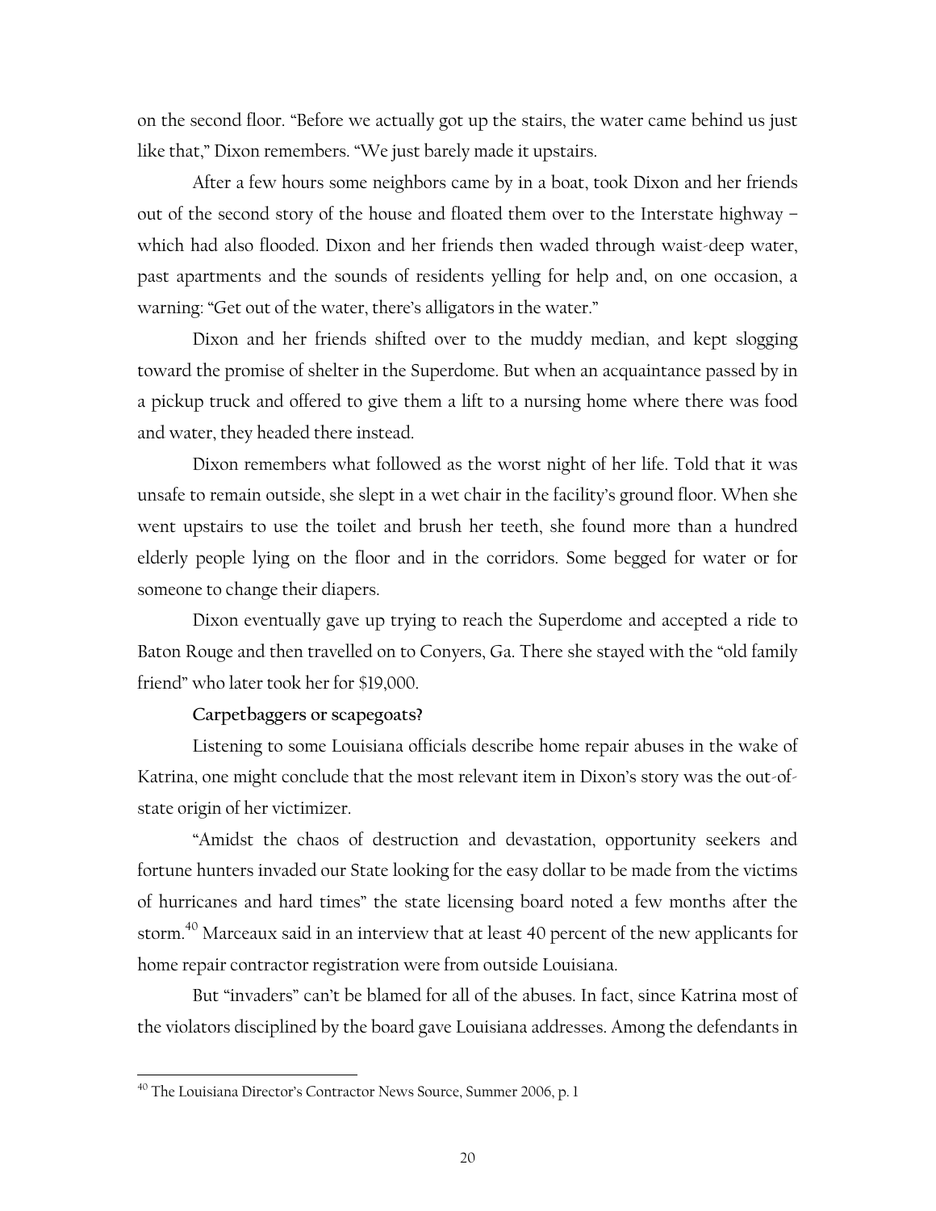on the second floor. "Before we actually got up the stairs, the water came behind us just like that," Dixon remembers. "We just barely made it upstairs.

After a few hours some neighbors came by in a boat, took Dixon and her friends out of the second story of the house and floated them over to the Interstate highway – which had also flooded. Dixon and her friends then waded through waist-deep water, past apartments and the sounds of residents yelling for help and, on one occasion, a warning: "Get out of the water, there's alligators in the water."

Dixon and her friends shifted over to the muddy median, and kept slogging toward the promise of shelter in the Superdome. But when an acquaintance passed by in a pickup truck and offered to give them a lift to a nursing home where there was food and water, they headed there instead.

Dixon remembers what followed as the worst night of her life. Told that it was unsafe to remain outside, she slept in a wet chair in the facility's ground floor. When she went upstairs to use the toilet and brush her teeth, she found more than a hundred elderly people lying on the floor and in the corridors. Some begged for water or for someone to change their diapers.

Dixon eventually gave up trying to reach the Superdome and accepted a ride to Baton Rouge and then travelled on to Conyers, Ga. There she stayed with the "old family friend" who later took her for $19,000.

**Carpetbaggers or scapegoats?**

Listening to some Louisiana officials describe home repair abuses in the wake of Katrina, one might conclude that the most relevant item in Dixon's story was the out-of-state origin of her victimizer.

"Amidst the chaos of destruction and devastation, opportunity seekers and fortune hunters invaded our State looking for the easy dollar to be made from the victims of hurricanes and hard times" the state licensing board noted a few months after the storm.[40] Marceaux said in an interview that at least 40 percent of the new applicants for home repair contractor registration were from outside Louisiana.

But "invaders" can't be blamed for all of the abuses. In fact, since Katrina most of the violators disciplined by the board gave Louisiana addresses. Among the defendants in

[40] The Louisiana Director's Contractor News Source, Summer 2006, p. 1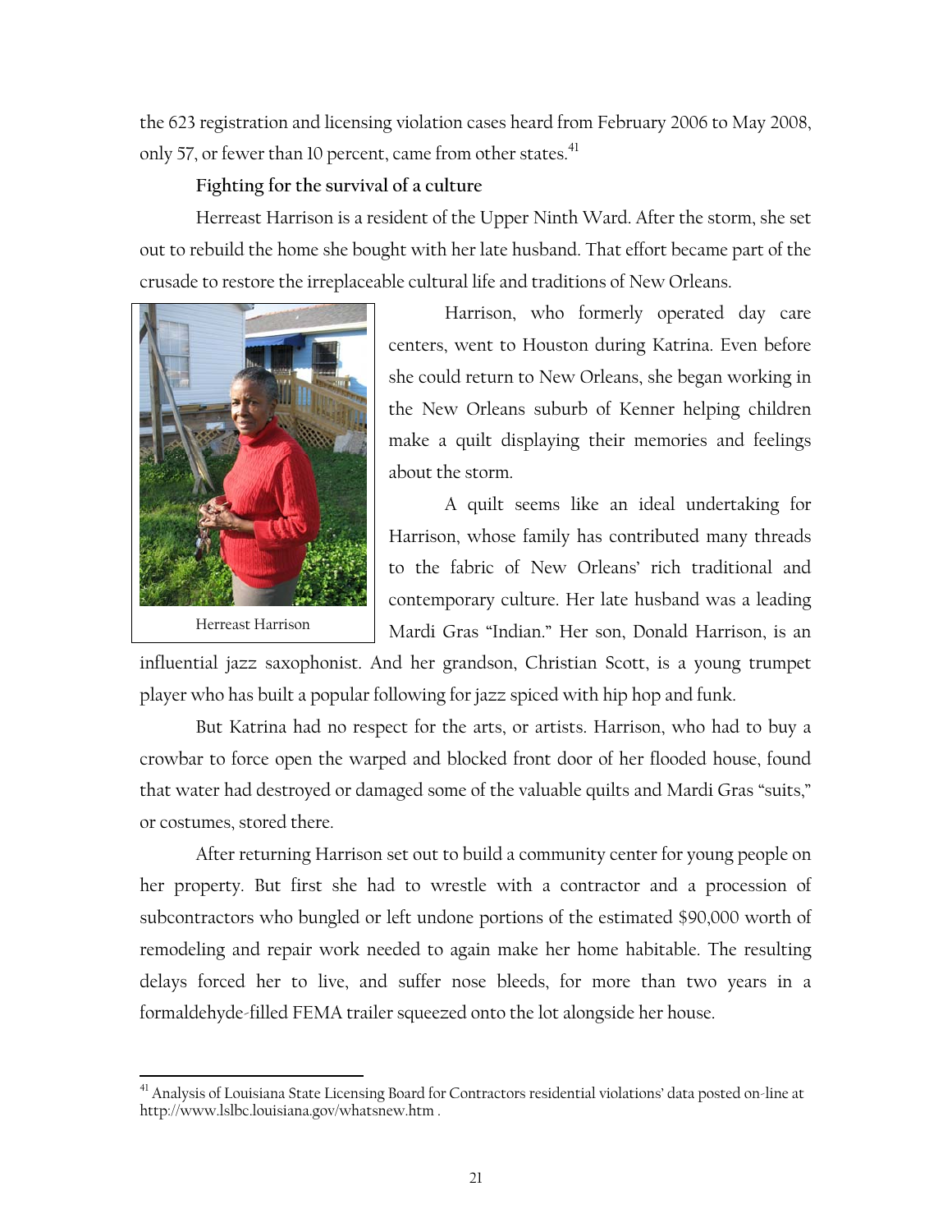the 623 registration and licensing violation cases heard from February 2006 to May 2008, only 57, or fewer than 10 percent, came from other states.[41]

**Fighting for the survival of a culture**

Herreast Harrison is a resident of the Upper Ninth Ward. After the storm, she set out to rebuild the home she bought with her late husband. That effort became part of the crusade to restore the irreplaceable cultural life and traditions of New Orleans.

Herreast Harrison

Harrison, who formerly operated day care centers, went to Houston during Katrina. Even before she could return to New Orleans, she began working in the New Orleans suburb of Kenner helping children make a quilt displaying their memories and feelings about the storm.

A quilt seems like an ideal undertaking for Harrison, whose family has contributed many threads to the fabric of New Orleans' rich traditional and contemporary culture. Her late husband was a leading Mardi Gras "Indian." Her son, Donald Harrison, is an influential jazz saxophonist. And her grandson, Christian Scott, is a young trumpet player who has built a popular following for jazz spiced with hip hop and funk.

But Katrina had no respect for the arts, or artists. Harrison, who had to buy a crowbar to force open the warped and blocked front door of her flooded house, found that water had destroyed or damaged some of the valuable quilts and Mardi Gras "suits," or costumes, stored there.

After returning Harrison set out to build a community center for young people on her property. But first she had to wrestle with a contractor and a procession of subcontractors who bungled or left undone portions of the estimated $90,000 worth of remodeling and repair work needed to again make her home habitable. The resulting delays forced her to live, and suffer nose bleeds, for more than two years in a formaldehyde-filled FEMA trailer squeezed onto the lot alongside her house.

---

[41] Analysis of Louisiana State Licensing Board for Contractors residential violations' data posted on-line at http://www.lslbc.louisiana.gov/whatsnew.htm .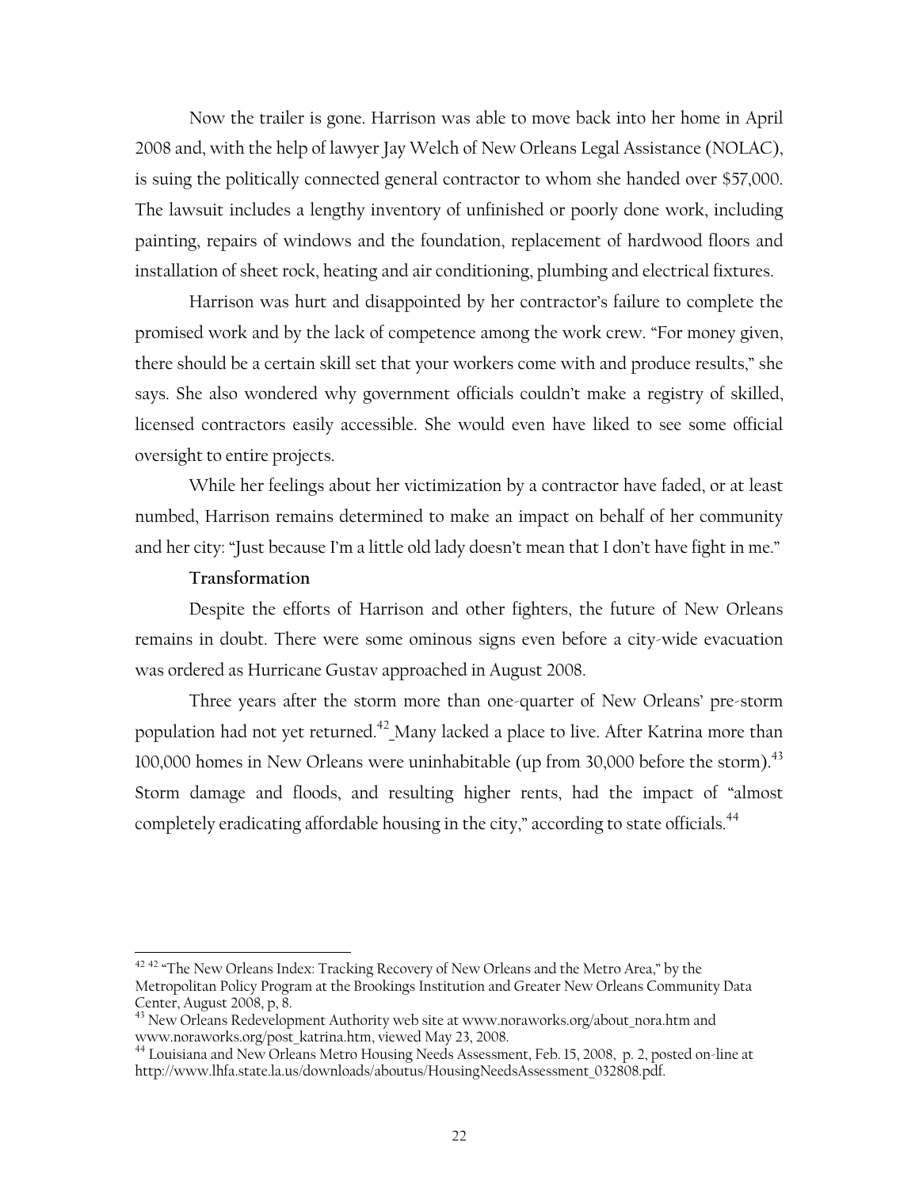Now the trailer is gone. Harrison was able to move back into her home in April 2008 and, with the help of lawyer Jay Welch of New Orleans Legal Assistance (NOLAC), is suing the politically connected general contractor to whom she handed over $57,000. The lawsuit includes a lengthy inventory of unfinished or poorly done work, including painting, repairs of windows and the foundation, replacement of hardwood floors and installation of sheet rock, heating and air conditioning, plumbing and electrical fixtures.

Harrison was hurt and disappointed by her contractor's failure to complete the promised work and by the lack of competence among the work crew. "For money given, there should be a certain skill set that your workers come with and produce results," she says. She also wondered why government officials couldn't make a registry of skilled, licensed contractors easily accessible. She would even have liked to see some official oversight to entire projects.

While her feelings about her victimization by a contractor have faded, or at least numbed, Harrison remains determined to make an impact on behalf of her community and her city: "Just because I'm a little old lady doesn't mean that I don't have fight in me."

**Transformation**

Despite the efforts of Harrison and other fighters, the future of New Orleans remains in doubt. There were some ominous signs even before a city-wide evacuation was ordered as Hurricane Gustav approached in August 2008.

Three years after the storm more than one-quarter of New Orleans' pre-storm population had not yet returned.[42] Many lacked a place to live. After Katrina more than 100,000 homes in New Orleans were uninhabitable (up from 30,000 before the storm).[43] Storm damage and floods, and resulting higher rents, had the impact of "almost completely eradicating affordable housing in the city," according to state officials.[44]

---

[42] [42] "The New Orleans Index: Tracking Recovery of New Orleans and the Metro Area," by the Metropolitan Policy Program at the Brookings Institution and Greater New Orleans Community Data Center, August 2008, p, 8.

[43] New Orleans Redevelopment Authority web site at www.noraworks.org/about_nora.htm and www.noraworks.org/post_katrina.htm, viewed May 23, 2008.

[44] Louisiana and New Orleans Metro Housing Needs Assessment, Feb. 15, 2008, p. 2, posted on-line at http://www.lhfa.state.la.us/downloads/aboutus/HousingNeedsAssessment_032808.pdf.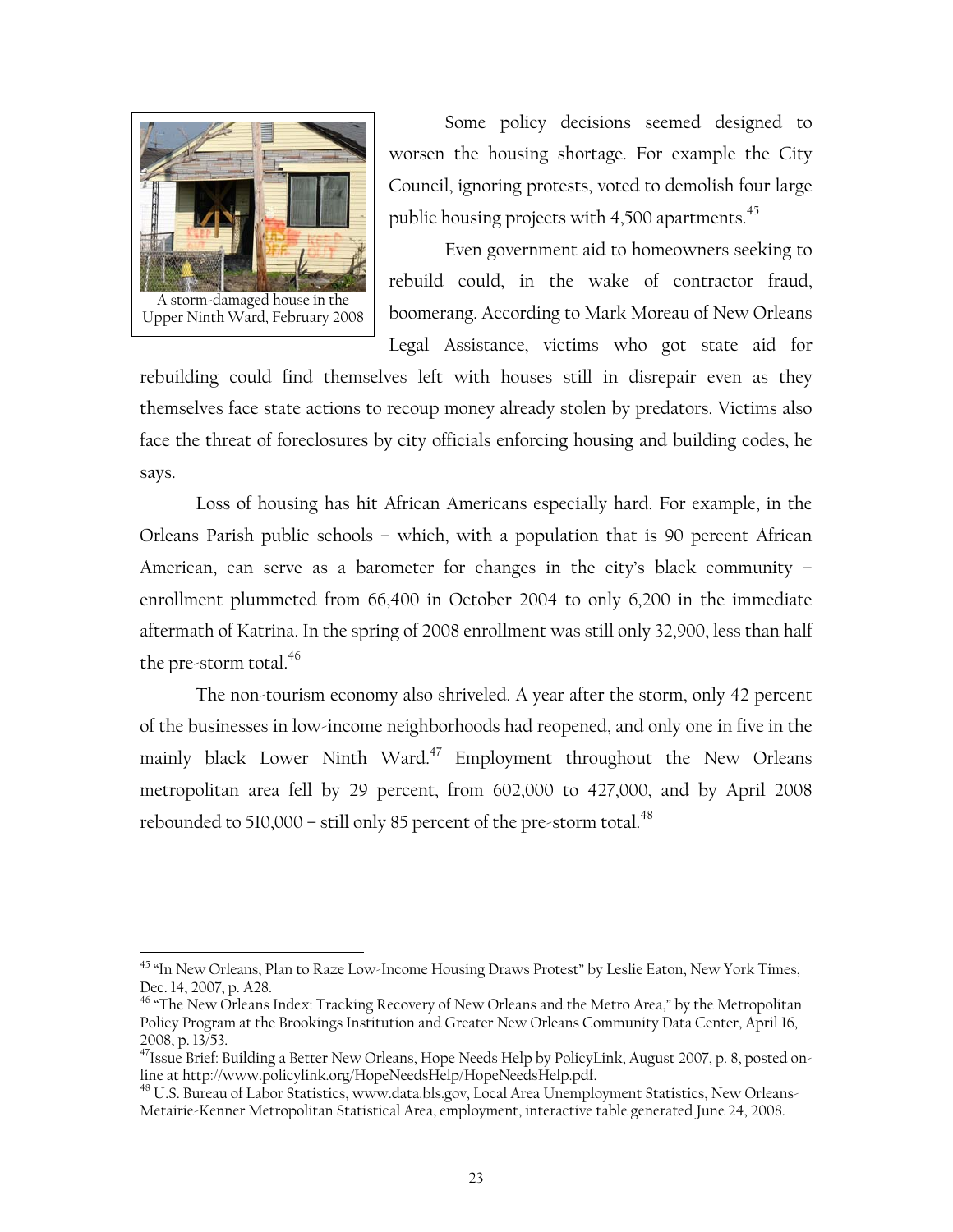A storm-damaged house in the Upper Ninth Ward, February 2008

Some policy decisions seemed designed to worsen the housing shortage. For example the City Council, ignoring protests, voted to demolish four large public housing projects with 4,500 apartments.[45]

Even government aid to homeowners seeking to rebuild could, in the wake of contractor fraud, boomerang. According to Mark Moreau of New Orleans Legal Assistance, victims who got state aid for rebuilding could find themselves left with houses still in disrepair even as they themselves face state actions to recoup money already stolen by predators. Victims also face the threat of foreclosures by city officials enforcing housing and building codes, he says.

Loss of housing has hit African Americans especially hard. For example, in the Orleans Parish public schools – which, with a population that is 90 percent African American, can serve as a barometer for changes in the city's black community – enrollment plummeted from 66,400 in October 2004 to only 6,200 in the immediate aftermath of Katrina. In the spring of 2008 enrollment was still only 32,900, less than half the pre-storm total.[46]

The non-tourism economy also shriveled. A year after the storm, only 42 percent of the businesses in low-income neighborhoods had reopened, and only one in five in the mainly black Lower Ninth Ward.[47] Employment throughout the New Orleans metropolitan area fell by 29 percent, from 602,000 to 427,000, and by April 2008 rebounded to 510,000 – still only 85 percent of the pre-storm total.[48]

---

[45] "In New Orleans, Plan to Raze Low-Income Housing Draws Protest" by Leslie Eaton, New York Times, Dec. 14, 2007, p. A28.

[46] "The New Orleans Index: Tracking Recovery of New Orleans and the Metro Area," by the Metropolitan Policy Program at the Brookings Institution and Greater New Orleans Community Data Center, April 16, 2008, p. 13/53.

[47] Issue Brief: Building a Better New Orleans, Hope Needs Help by PolicyLink, August 2007, p. 8, posted on-line at http://www.policylink.org/HopeNeedsHelp/HopeNeedsHelp.pdf.

[48] U.S. Bureau of Labor Statistics, www.data.bls.gov, Local Area Unemployment Statistics, New Orleans-Metairie-Kenner Metropolitan Statistical Area, employment, interactive table generated June 24, 2008.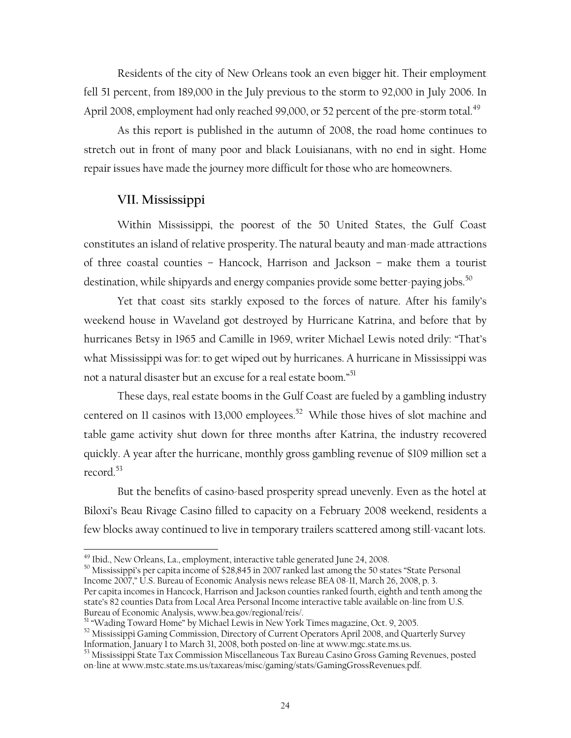Residents of the city of New Orleans took an even bigger hit. Their employment fell 51 percent, from 189,000 in the July previous to the storm to 92,000 in July 2006. In April 2008, employment had only reached 99,000, or 52 percent of the pre-storm total.[49]

As this report is published in the autumn of 2008, the road home continues to stretch out in front of many poor and black Louisianans, with no end in sight. Home repair issues have made the journey more difficult for those who are homeowners.

## VII. Mississippi

Within Mississippi, the poorest of the 50 United States, the Gulf Coast constitutes an island of relative prosperity. The natural beauty and man-made attractions of three coastal counties – Hancock, Harrison and Jackson – make them a tourist destination, while shipyards and energy companies provide some better-paying jobs.[50]

Yet that coast sits starkly exposed to the forces of nature. After his family's weekend house in Waveland got destroyed by Hurricane Katrina, and before that by hurricanes Betsy in 1965 and Camille in 1969, writer Michael Lewis noted drily: "That's what Mississippi was for: to get wiped out by hurricanes. A hurricane in Mississippi was not a natural disaster but an excuse for a real estate boom."[51]

These days, real estate booms in the Gulf Coast are fueled by a gambling industry centered on 11 casinos with 13,000 employees.[52] While those hives of slot machine and table game activity shut down for three months after Katrina, the industry recovered quickly. A year after the hurricane, monthly gross gambling revenue of $109 million set a record.[53]

But the benefits of casino-based prosperity spread unevenly. Even as the hotel at Biloxi's Beau Rivage Casino filled to capacity on a February 2008 weekend, residents a few blocks away continued to live in temporary trailers scattered among still-vacant lots.

---

[49] Ibid., New Orleans, La., employment, interactive table generated June 24, 2008.

[50] Mississippi's per capita income of $28,845 in 2007 ranked last among the 50 states "State Personal Income 2007," U.S. Bureau of Economic Analysis news release BEA 08-11, March 26, 2008, p. 3. Per capita incomes in Hancock, Harrison and Jackson counties ranked fourth, eighth and tenth among the state's 82 counties Data from Local Area Personal Income interactive table available on-line from U.S. Bureau of Economic Analysis, www.bea.gov/regional/reis/.

[51] "Wading Toward Home" by Michael Lewis in New York Times magazine, Oct. 9, 2005.

[52] Mississippi Gaming Commission, Directory of Current Operators April 2008, and Quarterly Survey Information, January 1 to March 31, 2008, both posted on-line at www.mgc.state.ms.us.

[53] Mississippi State Tax Commission Miscellaneous Tax Bureau Casino Gross Gaming Revenues, posted on-line at www.mstc.state.ms.us/taxareas/misc/gaming/stats/GamingGrossRevenues.pdf.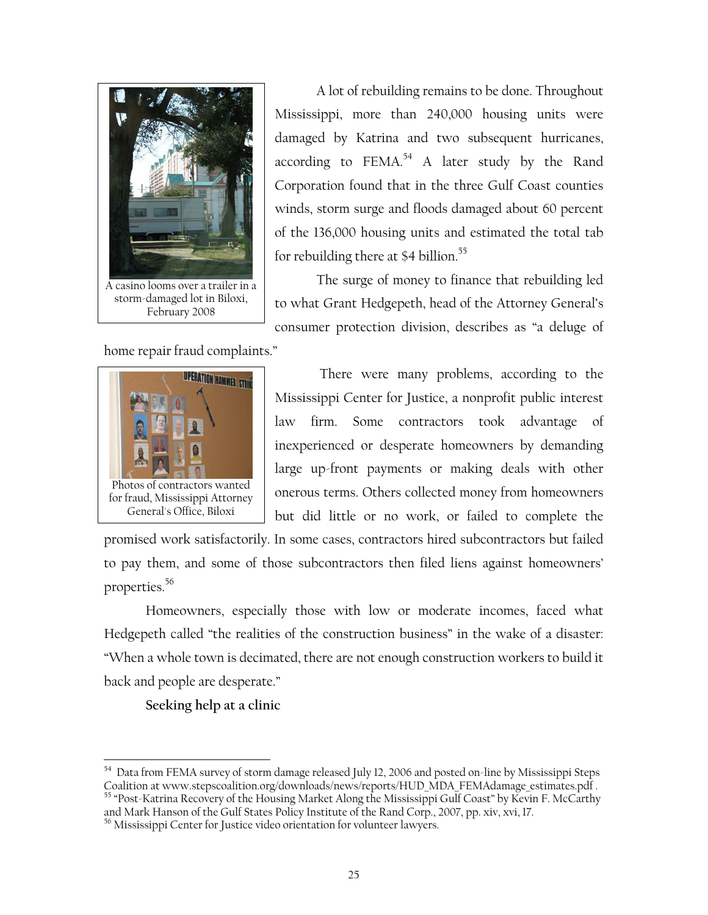A casino looms over a trailer in a storm-damaged lot in Biloxi, February 2008

A lot of rebuilding remains to be done. Throughout Mississippi, more than 240,000 housing units were damaged by Katrina and two subsequent hurricanes, according to FEMA.[54] A later study by the Rand Corporation found that in the three Gulf Coast counties winds, storm surge and floods damaged about 60 percent of the 136,000 housing units and estimated the total tab for rebuilding there at $4 billion.[55]

The surge of money to finance that rebuilding led to what Grant Hedgepeth, head of the Attorney General's consumer protection division, describes as "a deluge of home repair fraud complaints."

Photos of contractors wanted for fraud, Mississippi Attorney General's Office, Biloxi

There were many problems, according to the Mississippi Center for Justice, a nonprofit public interest law firm. Some contractors took advantage of inexperienced or desperate homeowners by demanding large up-front payments or making deals with other onerous terms. Others collected money from homeowners but did little or no work, or failed to complete the promised work satisfactorily. In some cases, contractors hired subcontractors but failed to pay them, and some of those subcontractors then filed liens against homeowners' properties.[56]

Homeowners, especially those with low or moderate incomes, faced what Hedgepeth called "the realities of the construction business" in the wake of a disaster: "When a whole town is decimated, there are not enough construction workers to build it back and people are desperate."

**Seeking help at a clinic**

---

[54] Data from FEMA survey of storm damage released July 12, 2006 and posted on-line by Mississippi Steps Coalition at www.stepscoalition.org/downloads/news/reports/HUD_MDA_FEMAdamage_estimates.pdf .

[55] "Post-Katrina Recovery of the Housing Market Along the Mississippi Gulf Coast" by Kevin F. McCarthy and Mark Hanson of the Gulf States Policy Institute of the Rand Corp., 2007, pp. xiv, xvi, 17.

[56] Mississippi Center for Justice video orientation for volunteer lawyers.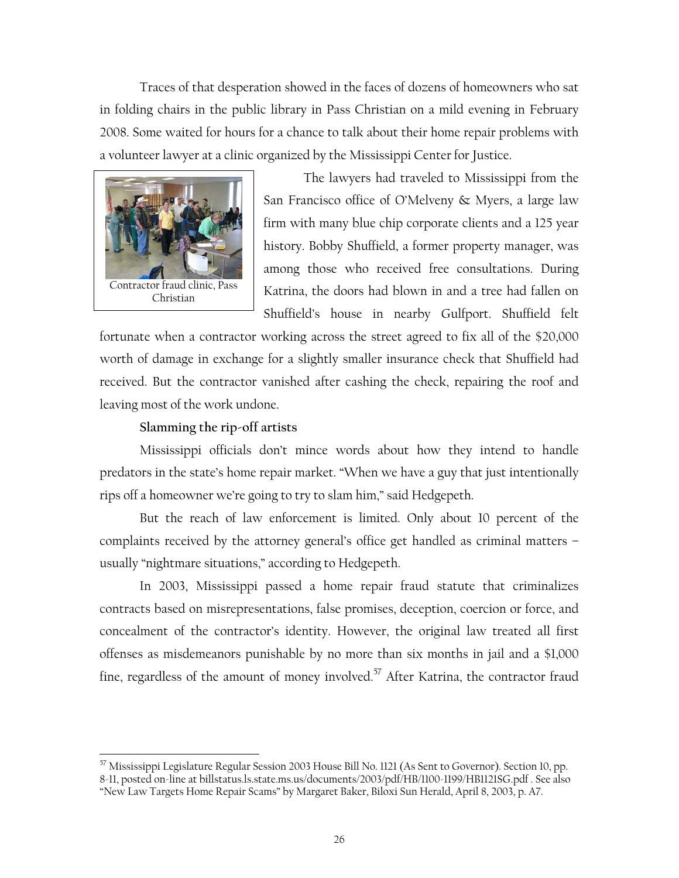Traces of that desperation showed in the faces of dozens of homeowners who sat in folding chairs in the public library in Pass Christian on a mild evening in February 2008. Some waited for hours for a chance to talk about their home repair problems with a volunteer lawyer at a clinic organized by the Mississippi Center for Justice.

Contractor fraud clinic, Pass Christian

The lawyers had traveled to Mississippi from the San Francisco office of O'Melveny & Myers, a large law firm with many blue chip corporate clients and a 125 year history. Bobby Shuffield, a former property manager, was among those who received free consultations. During Katrina, the doors had blown in and a tree had fallen on Shuffield's house in nearby Gulfport. Shuffield felt fortunate when a contractor working across the street agreed to fix all of the $20,000 worth of damage in exchange for a slightly smaller insurance check that Shuffield had received. But the contractor vanished after cashing the check, repairing the roof and leaving most of the work undone.

**Slamming the rip-off artists**

Mississippi officials don't mince words about how they intend to handle predators in the state's home repair market. "When we have a guy that just intentionally rips off a homeowner we're going to try to slam him," said Hedgepeth.

But the reach of law enforcement is limited. Only about 10 percent of the complaints received by the attorney general's office get handled as criminal matters – usually "nightmare situations," according to Hedgepeth.

In 2003, Mississippi passed a home repair fraud statute that criminalizes contracts based on misrepresentations, false promises, deception, coercion or force, and concealment of the contractor's identity. However, the original law treated all first offenses as misdemeanors punishable by no more than six months in jail and a $1,000 fine, regardless of the amount of money involved.[57] After Katrina, the contractor fraud

[57] Mississippi Legislature Regular Session 2003 House Bill No. 1121 (As Sent to Governor). Section 10, pp. 8-11, posted on-line at billstatus.ls.state.ms.us/documents/2003/pdf/HB/1100-1199/HB1121SG.pdf . See also "New Law Targets Home Repair Scams" by Margaret Baker, Biloxi Sun Herald, April 8, 2003, p. A7.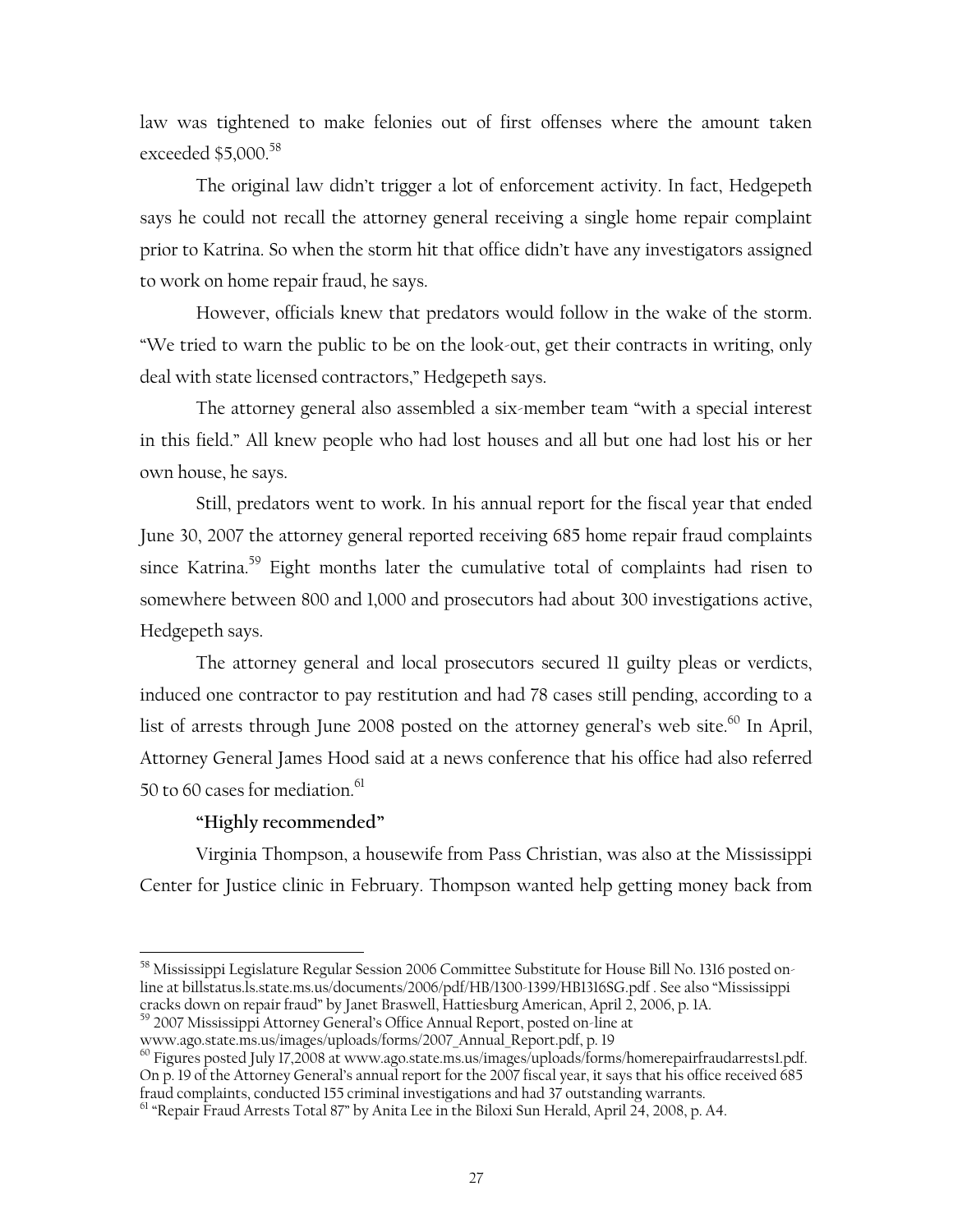law was tightened to make felonies out of first offenses where the amount taken exceeded $5,000.[58]

The original law didn't trigger a lot of enforcement activity. In fact, Hedgepeth says he could not recall the attorney general receiving a single home repair complaint prior to Katrina. So when the storm hit that office didn't have any investigators assigned to work on home repair fraud, he says.

However, officials knew that predators would follow in the wake of the storm. "We tried to warn the public to be on the look-out, get their contracts in writing, only deal with state licensed contractors," Hedgepeth says.

The attorney general also assembled a six-member team "with a special interest in this field." All knew people who had lost houses and all but one had lost his or her own house, he says.

Still, predators went to work. In his annual report for the fiscal year that ended June 30, 2007 the attorney general reported receiving 685 home repair fraud complaints since Katrina.[59] Eight months later the cumulative total of complaints had risen to somewhere between 800 and 1,000 and prosecutors had about 300 investigations active, Hedgepeth says.

The attorney general and local prosecutors secured 11 guilty pleas or verdicts, induced one contractor to pay restitution and had 78 cases still pending, according to a list of arrests through June 2008 posted on the attorney general's web site.[60] In April, Attorney General James Hood said at a news conference that his office had also referred 50 to 60 cases for mediation.[61]

**"Highly recommended"**

Virginia Thompson, a housewife from Pass Christian, was also at the Mississippi Center for Justice clinic in February. Thompson wanted help getting money back from

---

[58] Mississippi Legislature Regular Session 2006 Committee Substitute for House Bill No. 1316 posted on-line at billstatus.ls.state.ms.us/documents/2006/pdf/HB/1300-1399/HB1316SG.pdf . See also "Mississippi cracks down on repair fraud" by Janet Braswell, Hattiesburg American, April 2, 2006, p. 1A.

[59] 2007 Mississippi Attorney General's Office Annual Report, posted on-line at www.ago.state.ms.us/images/uploads/forms/2007_Annual_Report.pdf, p. 19

[60] Figures posted July 17,2008 at www.ago.state.ms.us/images/uploads/forms/homerepairfraudarrests1.pdf. On p. 19 of the Attorney General's annual report for the 2007 fiscal year, it says that his office received 685 fraud complaints, conducted 155 criminal investigations and had 37 outstanding warrants.

[61] "Repair Fraud Arrests Total 87" by Anita Lee in the Biloxi Sun Herald, April 24, 2008, p. A4.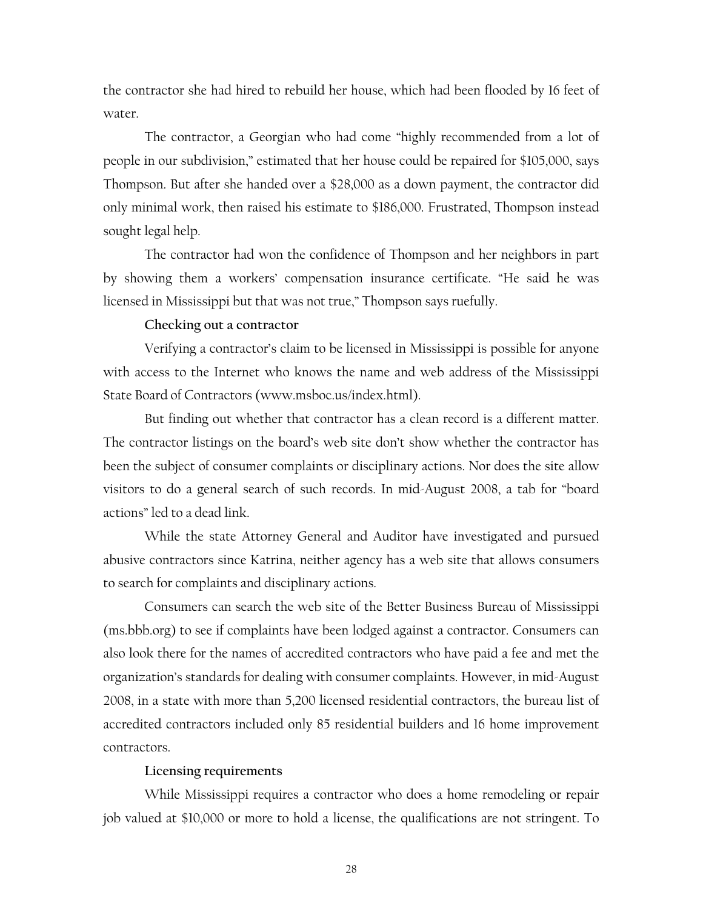the contractor she had hired to rebuild her house, which had been flooded by 16 feet of water.

The contractor, a Georgian who had come "highly recommended from a lot of people in our subdivision," estimated that her house could be repaired for $105,000, says Thompson. But after she handed over a $28,000 as a down payment, the contractor did only minimal work, then raised his estimate to $186,000. Frustrated, Thompson instead sought legal help.

The contractor had won the confidence of Thompson and her neighbors in part by showing them a workers' compensation insurance certificate. "He said he was licensed in Mississippi but that was not true," Thompson says ruefully.

### Checking out a contractor

Verifying a contractor's claim to be licensed in Mississippi is possible for anyone with access to the Internet who knows the name and web address of the Mississippi State Board of Contractors (www.msboc.us/index.html).

But finding out whether that contractor has a clean record is a different matter. The contractor listings on the board's web site don't show whether the contractor has been the subject of consumer complaints or disciplinary actions. Nor does the site allow visitors to do a general search of such records. In mid-August 2008, a tab for "board actions" led to a dead link.

While the state Attorney General and Auditor have investigated and pursued abusive contractors since Katrina, neither agency has a web site that allows consumers to search for complaints and disciplinary actions.

Consumers can search the web site of the Better Business Bureau of Mississippi (ms.bbb.org) to see if complaints have been lodged against a contractor. Consumers can also look there for the names of accredited contractors who have paid a fee and met the organization's standards for dealing with consumer complaints. However, in mid-August 2008, in a state with more than 5,200 licensed residential contractors, the bureau list of accredited contractors included only 85 residential builders and 16 home improvement contractors.

### Licensing requirements

While Mississippi requires a contractor who does a home remodeling or repair job valued at $10,000 or more to hold a license, the qualifications are not stringent. To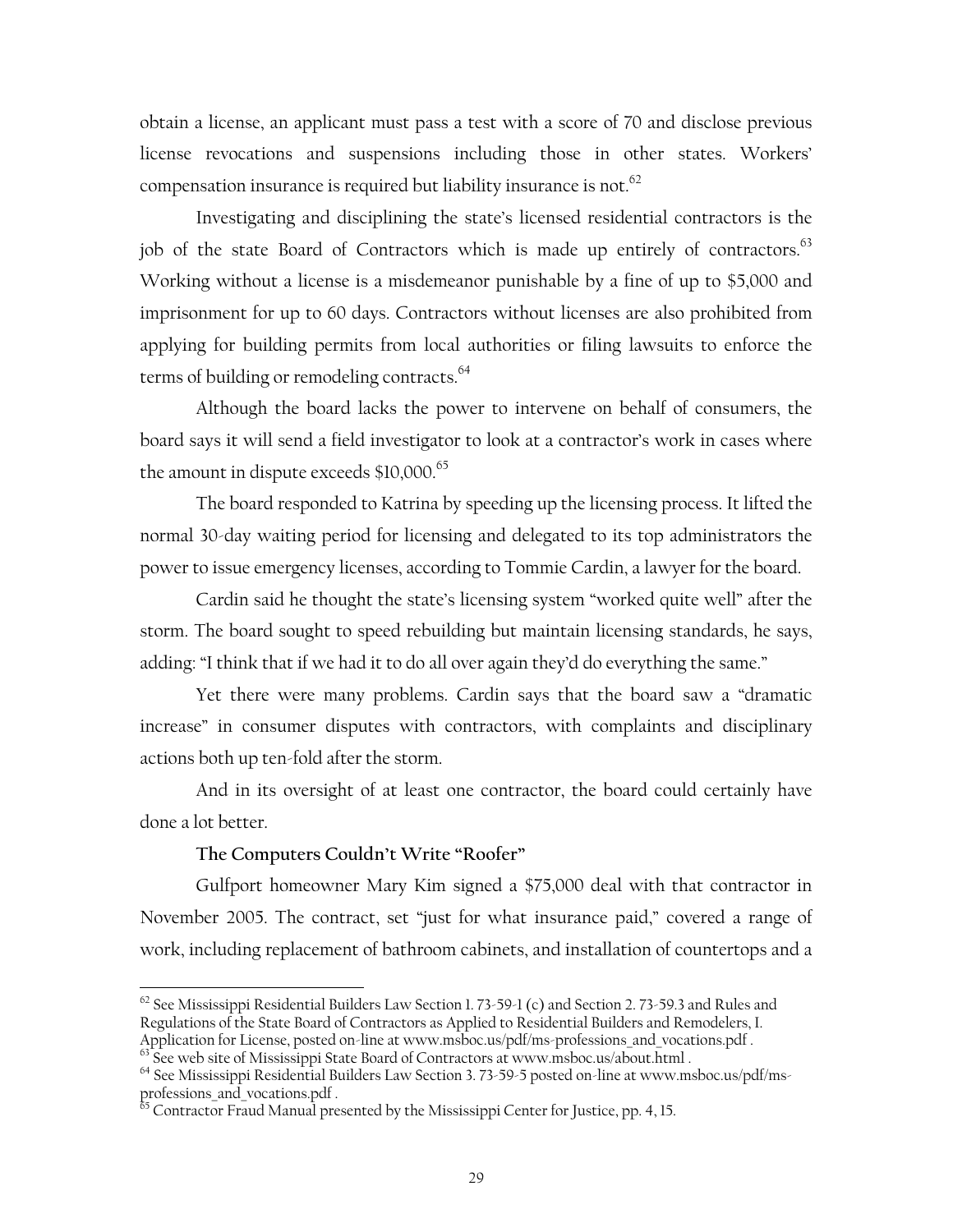obtain a license, an applicant must pass a test with a score of 70 and disclose previous license revocations and suspensions including those in other states. Workers' compensation insurance is required but liability insurance is not.[62]

Investigating and disciplining the state's licensed residential contractors is the job of the state Board of Contractors which is made up entirely of contractors.[63] Working without a license is a misdemeanor punishable by a fine of up to $5,000 and imprisonment for up to 60 days. Contractors without licenses are also prohibited from applying for building permits from local authorities or filing lawsuits to enforce the terms of building or remodeling contracts.[64]

Although the board lacks the power to intervene on behalf of consumers, the board says it will send a field investigator to look at a contractor's work in cases where the amount in dispute exceeds $10,000.[65]

The board responded to Katrina by speeding up the licensing process. It lifted the normal 30-day waiting period for licensing and delegated to its top administrators the power to issue emergency licenses, according to Tommie Cardin, a lawyer for the board.

Cardin said he thought the state's licensing system "worked quite well" after the storm. The board sought to speed rebuilding but maintain licensing standards, he says, adding: "I think that if we had it to do all over again they'd do everything the same."

Yet there were many problems. Cardin says that the board saw a "dramatic increase" in consumer disputes with contractors, with complaints and disciplinary actions both up ten-fold after the storm.

And in its oversight of at least one contractor, the board could certainly have done a lot better.

**The Computers Couldn't Write "Roofer"**

Gulfport homeowner Mary Kim signed a $75,000 deal with that contractor in November 2005. The contract, set "just for what insurance paid," covered a range of work, including replacement of bathroom cabinets, and installation of countertops and a

---

[62] See Mississippi Residential Builders Law Section 1. 73-59-1 (c) and Section 2. 73-59.3 and Rules and Regulations of the State Board of Contractors as Applied to Residential Builders and Remodelers, I. Application for License, posted on-line at www.msboc.us/pdf/ms-professions_and_vocations.pdf .

[63] See web site of Mississippi State Board of Contractors at www.msboc.us/about.html .

[64] See Mississippi Residential Builders Law Section 3. 73-59-5 posted on-line at www.msboc.us/pdf/ms-professions_and_vocations.pdf .

[65] Contractor Fraud Manual presented by the Mississippi Center for Justice, pp. 4, 15.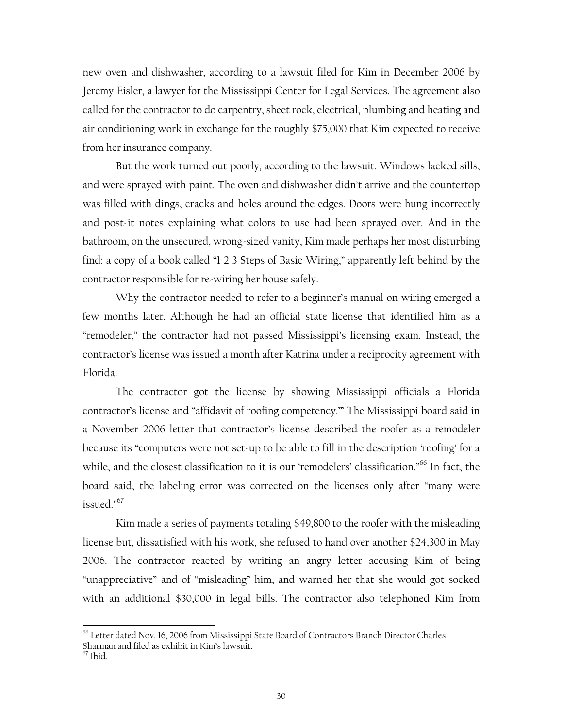new oven and dishwasher, according to a lawsuit filed for Kim in December 2006 by Jeremy Eisler, a lawyer for the Mississippi Center for Legal Services. The agreement also called for the contractor to do carpentry, sheet rock, electrical, plumbing and heating and air conditioning work in exchange for the roughly $75,000 that Kim expected to receive from her insurance company.

But the work turned out poorly, according to the lawsuit. Windows lacked sills, and were sprayed with paint. The oven and dishwasher didn't arrive and the countertop was filled with dings, cracks and holes around the edges. Doors were hung incorrectly and post-it notes explaining what colors to use had been sprayed over. And in the bathroom, on the unsecured, wrong-sized vanity, Kim made perhaps her most disturbing find: a copy of a book called "1 2 3 Steps of Basic Wiring," apparently left behind by the contractor responsible for re-wiring her house safely.

Why the contractor needed to refer to a beginner's manual on wiring emerged a few months later. Although he had an official state license that identified him as a "remodeler," the contractor had not passed Mississippi's licensing exam. Instead, the contractor's license was issued a month after Katrina under a reciprocity agreement with Florida.

The contractor got the license by showing Mississippi officials a Florida contractor's license and "affidavit of roofing competency.'" The Mississippi board said in a November 2006 letter that contractor's license described the roofer as a remodeler because its "computers were not set-up to be able to fill in the description 'roofing' for a while, and the closest classification to it is our 'remodelers' classification."[66] In fact, the board said, the labeling error was corrected on the licenses only after "many were issued."[67]

Kim made a series of payments totaling $49,800 to the roofer with the misleading license but, dissatisfied with his work, she refused to hand over another $24,300 in May 2006. The contractor reacted by writing an angry letter accusing Kim of being "unappreciative" and of "misleading" him, and warned her that she would got socked with an additional $30,000 in legal bills. The contractor also telephoned Kim from

---

[66] Letter dated Nov. 16, 2006 from Mississippi State Board of Contractors Branch Director Charles Sharman and filed as exhibit in Kim's lawsuit.

[67] Ibid.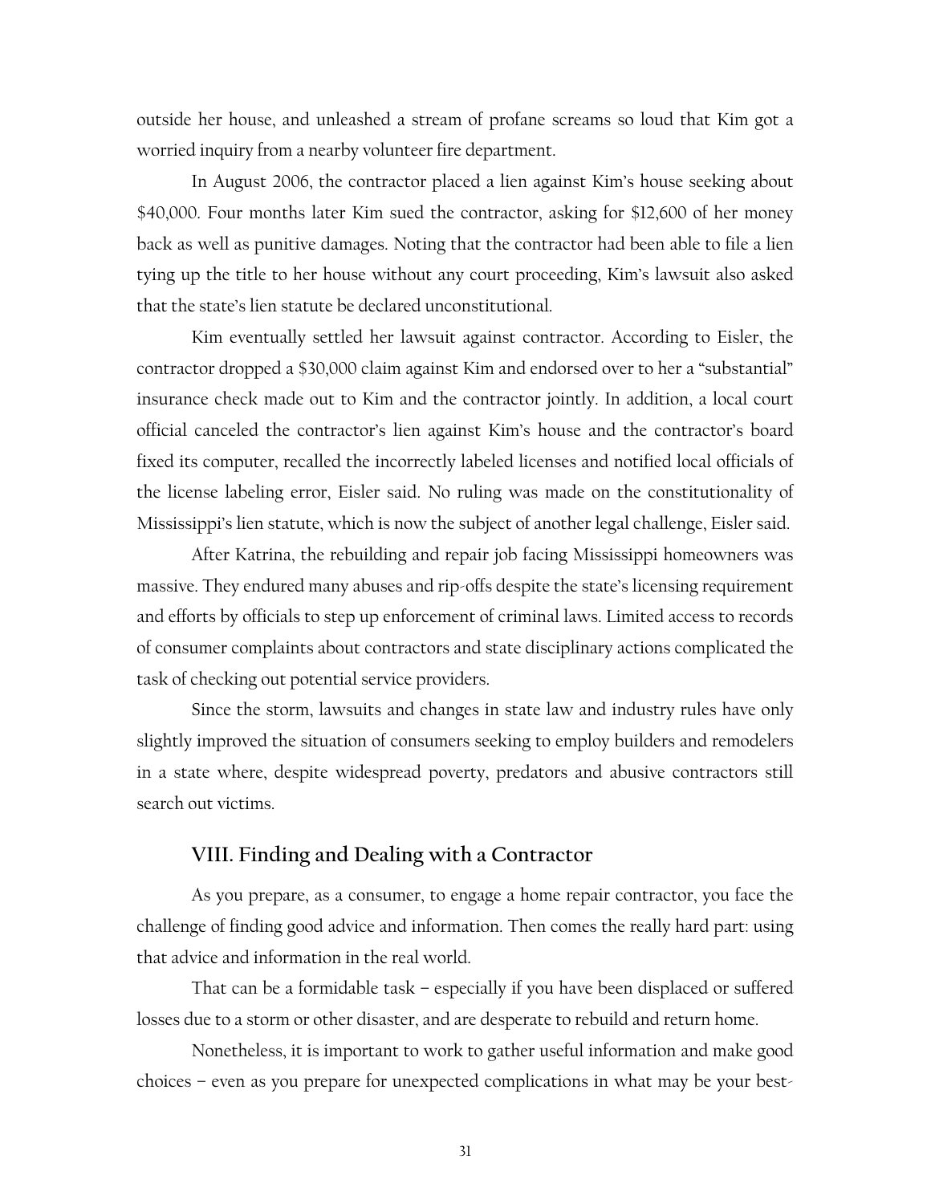outside her house, and unleashed a stream of profane screams so loud that Kim got a worried inquiry from a nearby volunteer fire department.

In August 2006, the contractor placed a lien against Kim's house seeking about $40,000. Four months later Kim sued the contractor, asking for $12,600 of her money back as well as punitive damages. Noting that the contractor had been able to file a lien tying up the title to her house without any court proceeding, Kim's lawsuit also asked that the state's lien statute be declared unconstitutional.

Kim eventually settled her lawsuit against contractor. According to Eisler, the contractor dropped a $30,000 claim against Kim and endorsed over to her a "substantial" insurance check made out to Kim and the contractor jointly. In addition, a local court official canceled the contractor's lien against Kim's house and the contractor's board fixed its computer, recalled the incorrectly labeled licenses and notified local officials of the license labeling error, Eisler said. No ruling was made on the constitutionality of Mississippi's lien statute, which is now the subject of another legal challenge, Eisler said.

After Katrina, the rebuilding and repair job facing Mississippi homeowners was massive. They endured many abuses and rip-offs despite the state's licensing requirement and efforts by officials to step up enforcement of criminal laws. Limited access to records of consumer complaints about contractors and state disciplinary actions complicated the task of checking out potential service providers.

Since the storm, lawsuits and changes in state law and industry rules have only slightly improved the situation of consumers seeking to employ builders and remodelers in a state where, despite widespread poverty, predators and abusive contractors still search out victims.

## VIII. Finding and Dealing with a Contractor

As you prepare, as a consumer, to engage a home repair contractor, you face the challenge of finding good advice and information. Then comes the really hard part: using that advice and information in the real world.

That can be a formidable task – especially if you have been displaced or suffered losses due to a storm or other disaster, and are desperate to rebuild and return home.

Nonetheless, it is important to work to gather useful information and make good choices – even as you prepare for unexpected complications in what may be your best-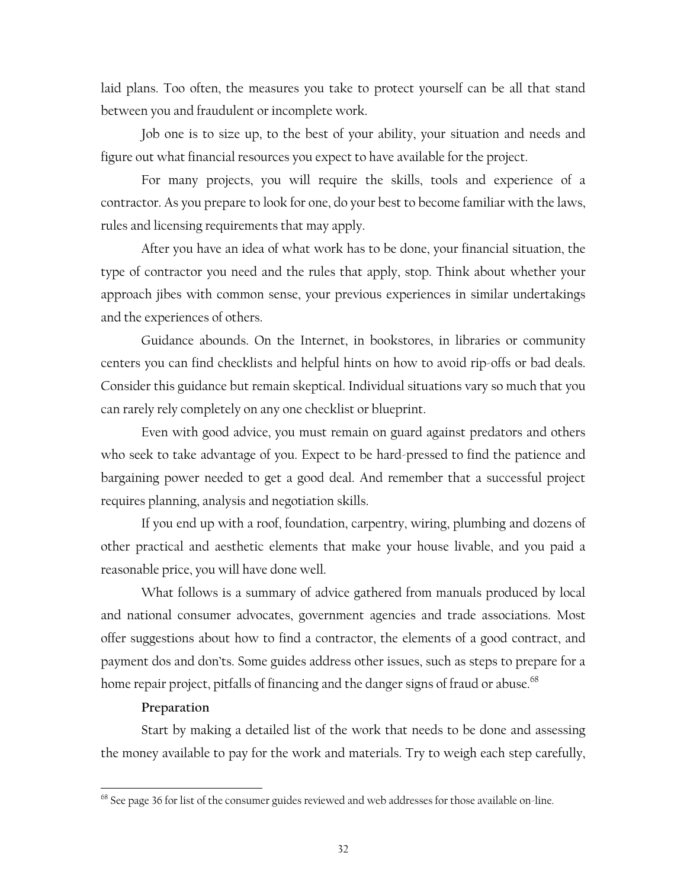laid plans. Too often, the measures you take to protect yourself can be all that stand between you and fraudulent or incomplete work.

Job one is to size up, to the best of your ability, your situation and needs and figure out what financial resources you expect to have available for the project.

For many projects, you will require the skills, tools and experience of a contractor. As you prepare to look for one, do your best to become familiar with the laws, rules and licensing requirements that may apply.

After you have an idea of what work has to be done, your financial situation, the type of contractor you need and the rules that apply, stop. Think about whether your approach jibes with common sense, your previous experiences in similar undertakings and the experiences of others.

Guidance abounds. On the Internet, in bookstores, in libraries or community centers you can find checklists and helpful hints on how to avoid rip-offs or bad deals. Consider this guidance but remain skeptical. Individual situations vary so much that you can rarely rely completely on any one checklist or blueprint.

Even with good advice, you must remain on guard against predators and others who seek to take advantage of you. Expect to be hard-pressed to find the patience and bargaining power needed to get a good deal. And remember that a successful project requires planning, analysis and negotiation skills.

If you end up with a roof, foundation, carpentry, wiring, plumbing and dozens of other practical and aesthetic elements that make your house livable, and you paid a reasonable price, you will have done well.

What follows is a summary of advice gathered from manuals produced by local and national consumer advocates, government agencies and trade associations. Most offer suggestions about how to find a contractor, the elements of a good contract, and payment dos and don'ts. Some guides address other issues, such as steps to prepare for a home repair project, pitfalls of financing and the danger signs of fraud or abuse.[68]

**Preparation**

Start by making a detailed list of the work that needs to be done and assessing the money available to pay for the work and materials. Try to weigh each step carefully,

[68] See page 36 for list of the consumer guides reviewed and web addresses for those available on-line.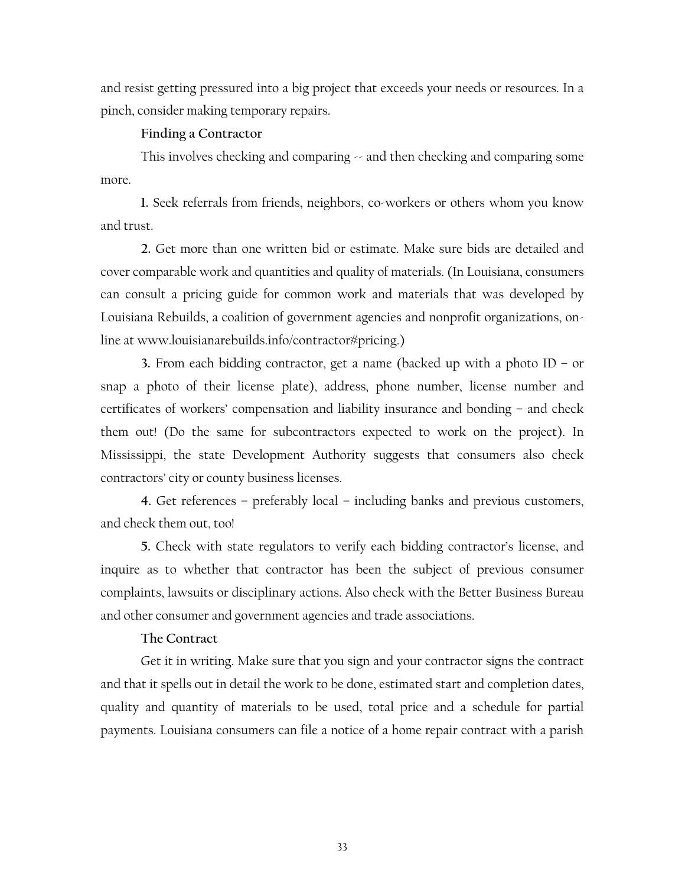and resist getting pressured into a big project that exceeds your needs or resources. In a pinch, consider making temporary repairs.

### Finding a Contractor

This involves checking and comparing -- and then checking and comparing some more.

**1.** Seek referrals from friends, neighbors, co-workers or others whom you know and trust.

**2.** Get more than one written bid or estimate. Make sure bids are detailed and cover comparable work and quantities and quality of materials. (In Louisiana, consumers can consult a pricing guide for common work and materials that was developed by Louisiana Rebuilds, a coalition of government agencies and nonprofit organizations, on-line at www.louisianarebuilds.info/contractor#pricing.)

**3.** From each bidding contractor, get a name (backed up with a photo ID – or snap a photo of their license plate), address, phone number, license number and certificates of workers' compensation and liability insurance and bonding – and check them out! (Do the same for subcontractors expected to work on the project). In Mississippi, the state Development Authority suggests that consumers also check contractors' city or county business licenses.

**4.** Get references – preferably local – including banks and previous customers, and check them out, too!

**5.** Check with state regulators to verify each bidding contractor's license, and inquire as to whether that contractor has been the subject of previous consumer complaints, lawsuits or disciplinary actions. Also check with the Better Business Bureau and other consumer and government agencies and trade associations.

### The Contract

Get it in writing. Make sure that you sign and your contractor signs the contract and that it spells out in detail the work to be done, estimated start and completion dates, quality and quantity of materials to be used, total price and a schedule for partial payments. Louisiana consumers can file a notice of a home repair contract with a parish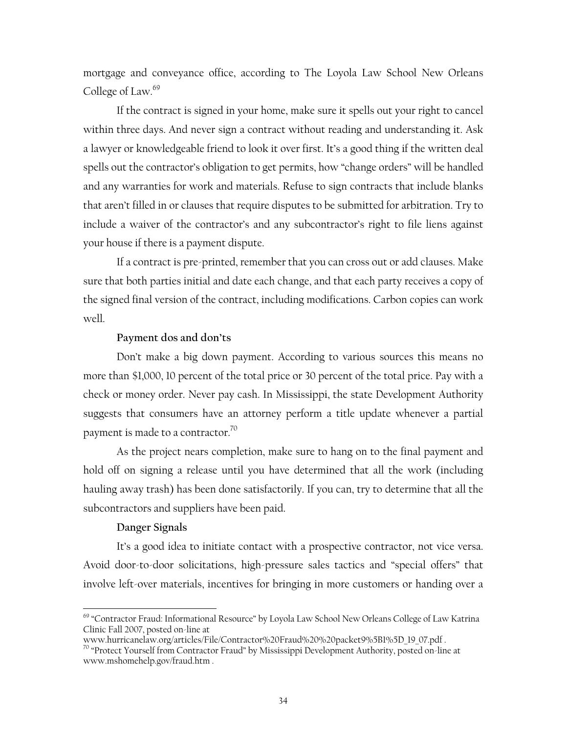mortgage and conveyance office, according to The Loyola Law School New Orleans College of Law.[69]

If the contract is signed in your home, make sure it spells out your right to cancel within three days. And never sign a contract without reading and understanding it. Ask a lawyer or knowledgeable friend to look it over first. It's a good thing if the written deal spells out the contractor's obligation to get permits, how "change orders" will be handled and any warranties for work and materials. Refuse to sign contracts that include blanks that aren't filled in or clauses that require disputes to be submitted for arbitration. Try to include a waiver of the contractor's and any subcontractor's right to file liens against your house if there is a payment dispute.

If a contract is pre-printed, remember that you can cross out or add clauses. Make sure that both parties initial and date each change, and that each party receives a copy of the signed final version of the contract, including modifications. Carbon copies can work well.

**Payment dos and don'ts**

Don't make a big down payment. According to various sources this means no more than $1,000, 10 percent of the total price or 30 percent of the total price. Pay with a check or money order. Never pay cash. In Mississippi, the state Development Authority suggests that consumers have an attorney perform a title update whenever a partial payment is made to a contractor.[70]

As the project nears completion, make sure to hang on to the final payment and hold off on signing a release until you have determined that all the work (including hauling away trash) has been done satisfactorily. If you can, try to determine that all the subcontractors and suppliers have been paid.

**Danger Signals**

It's a good idea to initiate contact with a prospective contractor, not vice versa. Avoid door-to-door solicitations, high-pressure sales tactics and "special offers" that involve left-over materials, incentives for bringing in more customers or handing over a

---

[69] "Contractor Fraud: Informational Resource" by Loyola Law School New Orleans College of Law Katrina Clinic Fall 2007, posted on-line at www.hurricanelaw.org/articles/File/Contractor%20Fraud%20%20packet9%5B1%5D_19_07.pdf .

[70] "Protect Yourself from Contractor Fraud" by Mississippi Development Authority, posted on-line at www.mshomehelp.gov/fraud.htm .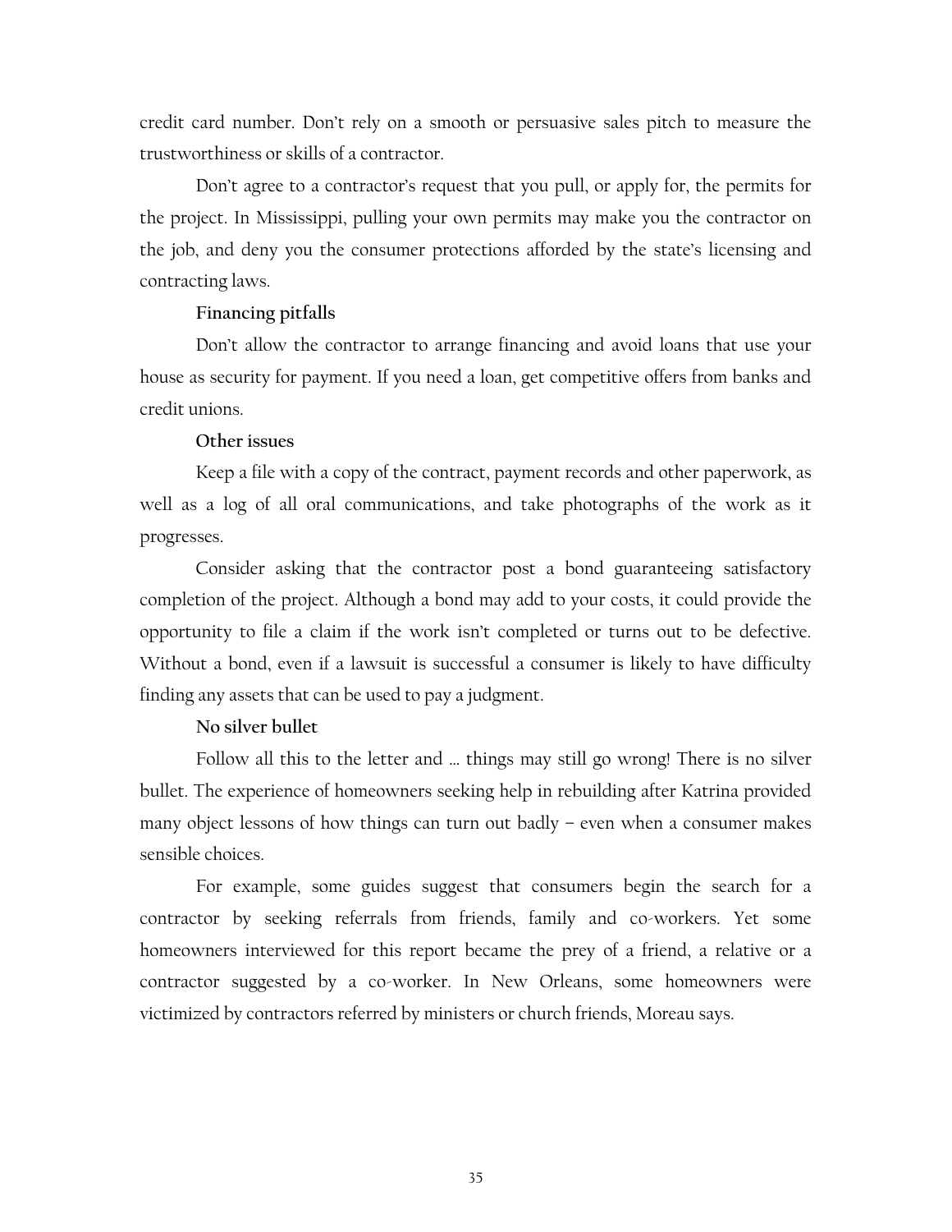credit card number. Don't rely on a smooth or persuasive sales pitch to measure the trustworthiness or skills of a contractor.

Don't agree to a contractor's request that you pull, or apply for, the permits for the project. In Mississippi, pulling your own permits may make you the contractor on the job, and deny you the consumer protections afforded by the state's licensing and contracting laws.

**Financing pitfalls**

Don't allow the contractor to arrange financing and avoid loans that use your house as security for payment. If you need a loan, get competitive offers from banks and credit unions.

**Other issues**

Keep a file with a copy of the contract, payment records and other paperwork, as well as a log of all oral communications, and take photographs of the work as it progresses.

Consider asking that the contractor post a bond guaranteeing satisfactory completion of the project. Although a bond may add to your costs, it could provide the opportunity to file a claim if the work isn't completed or turns out to be defective. Without a bond, even if a lawsuit is successful a consumer is likely to have difficulty finding any assets that can be used to pay a judgment.

**No silver bullet**

Follow all this to the letter and … things may still go wrong! There is no silver bullet. The experience of homeowners seeking help in rebuilding after Katrina provided many object lessons of how things can turn out badly – even when a consumer makes sensible choices.

For example, some guides suggest that consumers begin the search for a contractor by seeking referrals from friends, family and co-workers. Yet some homeowners interviewed for this report became the prey of a friend, a relative or a contractor suggested by a co-worker. In New Orleans, some homeowners were victimized by contractors referred by ministers or church friends, Moreau says.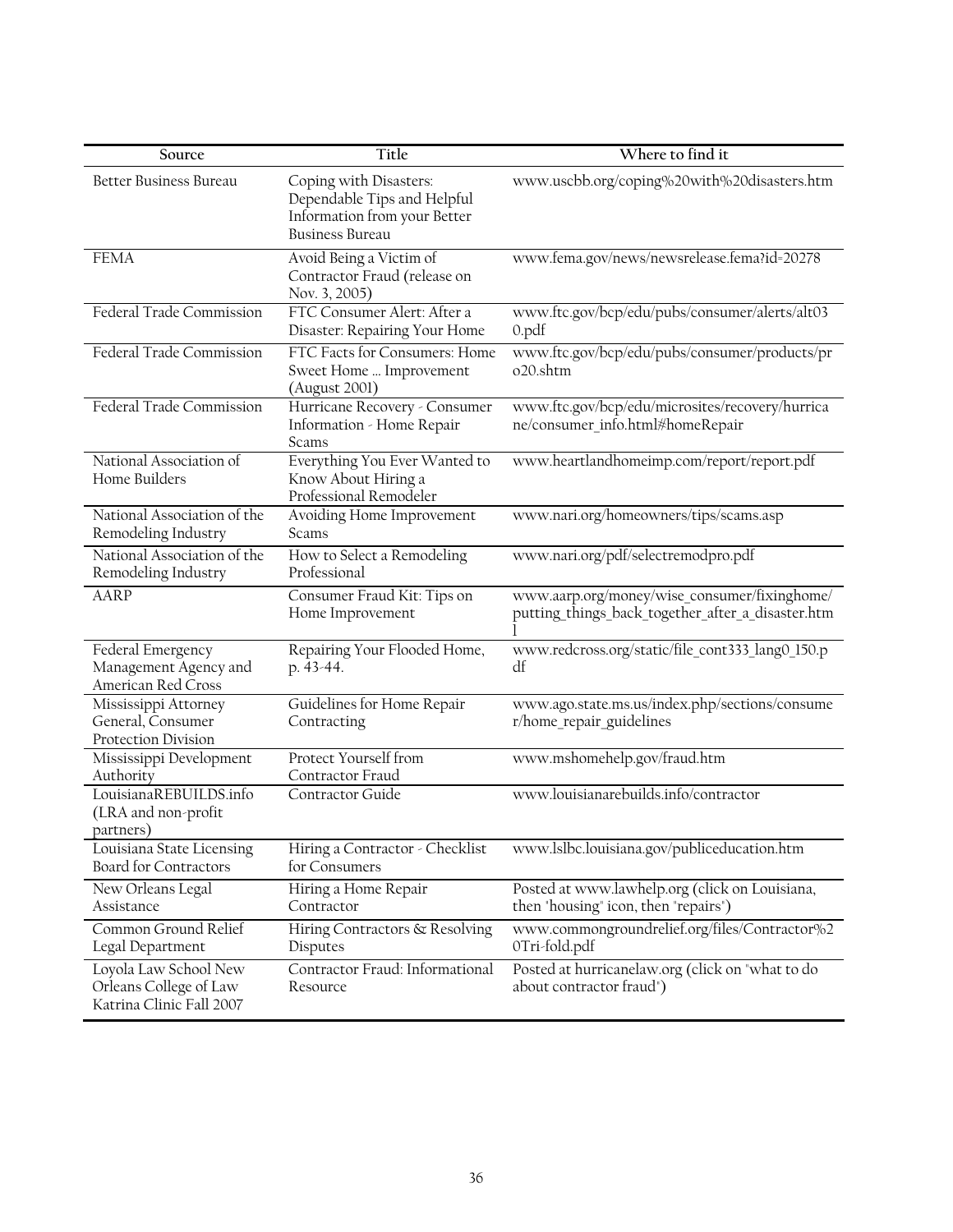| Source | Title | Where to find it |
|---|---|---|
| Better Business Bureau | Coping with Disasters: Dependable Tips and Helpful Information from your Better Business Bureau | www.uscbb.org/coping%20with%20disasters.htm |
| FEMA | Avoid Being a Victim of Contractor Fraud (release on Nov. 3, 2005) | www.fema.gov/news/newsrelease.fema?id=20278 |
| Federal Trade Commission | FTC Consumer Alert: After a Disaster: Repairing Your Home | www.ftc.gov/bcp/edu/pubs/consumer/alerts/alt030.pdf |
| Federal Trade Commission | FTC Facts for Consumers: Home Sweet Home ... Improvement (August 2001) | www.ftc.gov/bcp/edu/pubs/consumer/products/pro20.shtm |
| Federal Trade Commission | Hurricane Recovery - Consumer Information - Home Repair Scams | www.ftc.gov/bcp/edu/microsites/recovery/hurricane/consumer_info.html#homeRepair |
| National Association of Home Builders | Everything You Ever Wanted to Know About Hiring a Professional Remodeler | www.heartlandhomeimp.com/report/report.pdf |
| National Association of the Remodeling Industry | Avoiding Home Improvement Scams | www.nari.org/homeowners/tips/scams.asp |
| National Association of the Remodeling Industry | How to Select a Remodeling Professional | www.nari.org/pdf/selectremodpro.pdf |
| AARP | Consumer Fraud Kit: Tips on Home Improvement | www.aarp.org/money/wise_consumer/fixinghome/putting_things_back_together_after_a_disaster.html |
| Federal Emergency Management Agency and American Red Cross | Repairing Your Flooded Home, p. 43-44. | www.redcross.org/static/file_cont333_lang0_150.pdf |
| Mississippi Attorney General, Consumer Protection Division | Guidelines for Home Repair Contracting | www.ago.state.ms.us/index.php/sections/consumer/home_repair_guidelines |
| Mississippi Development Authority | Protect Yourself from Contractor Fraud | www.mshomehelp.gov/fraud.htm |
| LouisianaREBUILDS.info (LRA and non-profit partners) | Contractor Guide | www.louisianarebuilds.info/contractor |
| Louisiana State Licensing Board for Contractors | Hiring a Contractor - Checklist for Consumers | www.lslbc.louisiana.gov/publiceducation.htm |
| New Orleans Legal Assistance | Hiring a Home Repair Contractor | Posted at www.lawhelp.org (click on Louisiana, then "housing" icon, then "repairs") |
| Common Ground Relief Legal Department | Hiring Contractors & Resolving Disputes | www.commongroundrelief.org/files/Contractor%20Tri-fold.pdf |
| Loyola Law School New Orleans College of Law Katrina Clinic Fall 2007 | Contractor Fraud: Informational Resource | Posted at hurricanelaw.org (click on "what to do about contractor fraud") |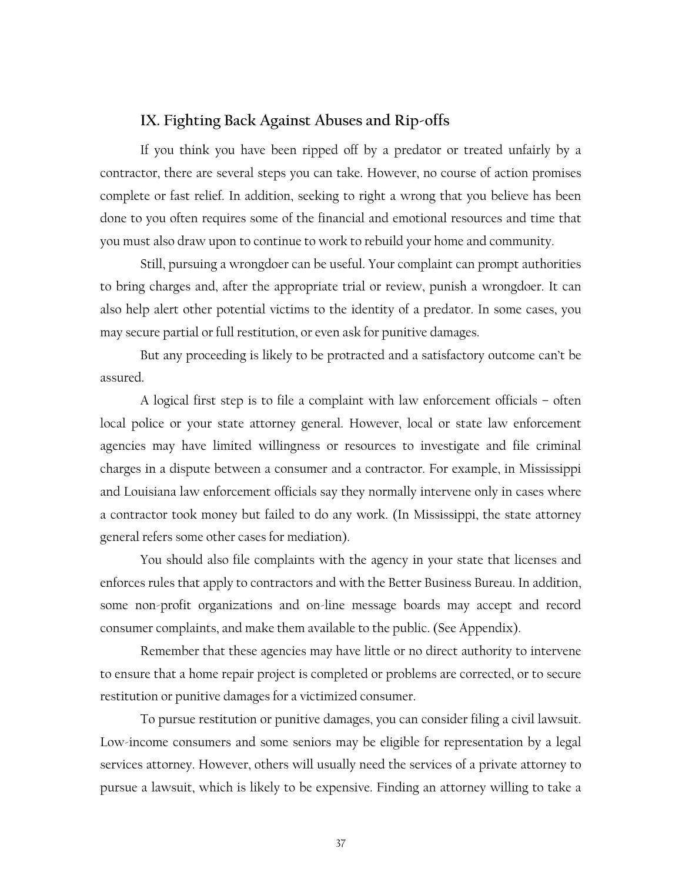## IX. Fighting Back Against Abuses and Rip-offs

If you think you have been ripped off by a predator or treated unfairly by a contractor, there are several steps you can take. However, no course of action promises complete or fast relief. In addition, seeking to right a wrong that you believe has been done to you often requires some of the financial and emotional resources and time that you must also draw upon to continue to work to rebuild your home and community.

Still, pursuing a wrongdoer can be useful. Your complaint can prompt authorities to bring charges and, after the appropriate trial or review, punish a wrongdoer. It can also help alert other potential victims to the identity of a predator. In some cases, you may secure partial or full restitution, or even ask for punitive damages.

But any proceeding is likely to be protracted and a satisfactory outcome can't be assured.

A logical first step is to file a complaint with law enforcement officials – often local police or your state attorney general. However, local or state law enforcement agencies may have limited willingness or resources to investigate and file criminal charges in a dispute between a consumer and a contractor. For example, in Mississippi and Louisiana law enforcement officials say they normally intervene only in cases where a contractor took money but failed to do any work. (In Mississippi, the state attorney general refers some other cases for mediation).

You should also file complaints with the agency in your state that licenses and enforces rules that apply to contractors and with the Better Business Bureau. In addition, some non-profit organizations and on-line message boards may accept and record consumer complaints, and make them available to the public. (See Appendix).

Remember that these agencies may have little or no direct authority to intervene to ensure that a home repair project is completed or problems are corrected, or to secure restitution or punitive damages for a victimized consumer.

To pursue restitution or punitive damages, you can consider filing a civil lawsuit. Low-income consumers and some seniors may be eligible for representation by a legal services attorney. However, others will usually need the services of a private attorney to pursue a lawsuit, which is likely to be expensive. Finding an attorney willing to take a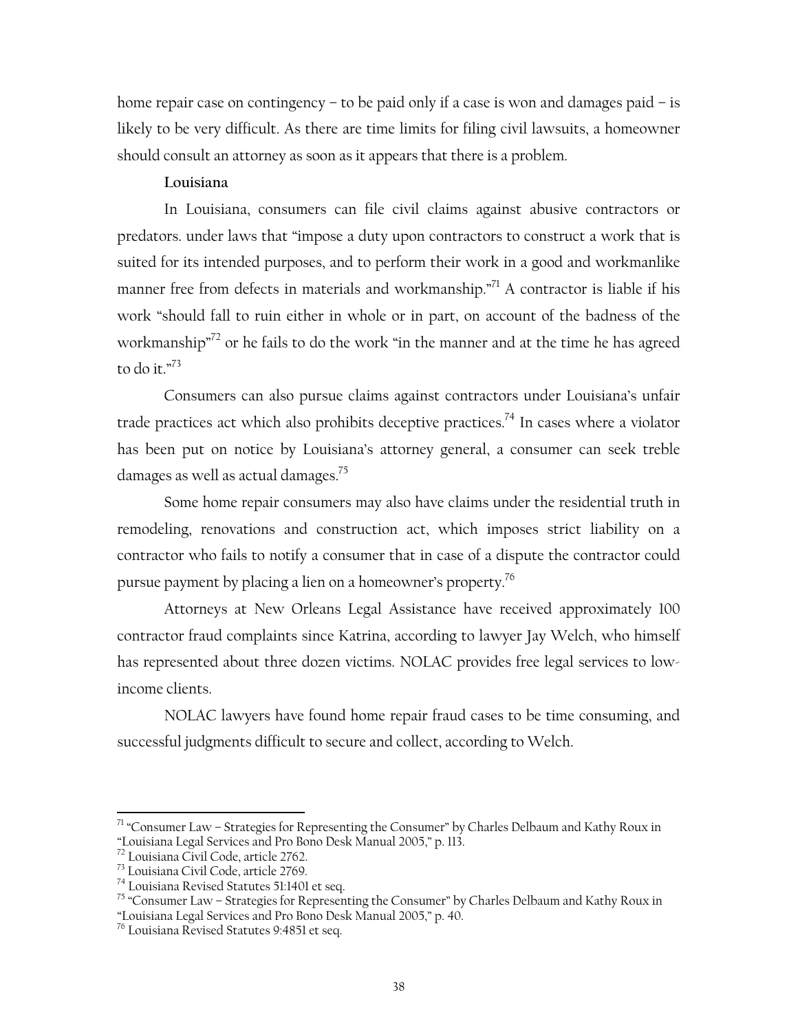home repair case on contingency – to be paid only if a case is won and damages paid – is likely to be very difficult. As there are time limits for filing civil lawsuits, a homeowner should consult an attorney as soon as it appears that there is a problem.

**Louisiana**

In Louisiana, consumers can file civil claims against abusive contractors or predators. under laws that "impose a duty upon contractors to construct a work that is suited for its intended purposes, and to perform their work in a good and workmanlike manner free from defects in materials and workmanship."[71] A contractor is liable if his work "should fall to ruin either in whole or in part, on account of the badness of the workmanship"[72] or he fails to do the work "in the manner and at the time he has agreed to do it."[73]

Consumers can also pursue claims against contractors under Louisiana's unfair trade practices act which also prohibits deceptive practices.[74] In cases where a violator has been put on notice by Louisiana's attorney general, a consumer can seek treble damages as well as actual damages.[75]

Some home repair consumers may also have claims under the residential truth in remodeling, renovations and construction act, which imposes strict liability on a contractor who fails to notify a consumer that in case of a dispute the contractor could pursue payment by placing a lien on a homeowner's property.[76]

Attorneys at New Orleans Legal Assistance have received approximately 100 contractor fraud complaints since Katrina, according to lawyer Jay Welch, who himself has represented about three dozen victims. NOLAC provides free legal services to low-income clients.

NOLAC lawyers have found home repair fraud cases to be time consuming, and successful judgments difficult to secure and collect, according to Welch.

---

[71] "Consumer Law – Strategies for Representing the Consumer" by Charles Delbaum and Kathy Roux in "Louisiana Legal Services and Pro Bono Desk Manual 2005," p. 113.

[72] Louisiana Civil Code, article 2762.

[73] Louisiana Civil Code, article 2769.

[74] Louisiana Revised Statutes 51:1401 et seq.

[75] "Consumer Law – Strategies for Representing the Consumer" by Charles Delbaum and Kathy Roux in "Louisiana Legal Services and Pro Bono Desk Manual 2005," p. 40.

[76] Louisiana Revised Statutes 9:4851 et seq.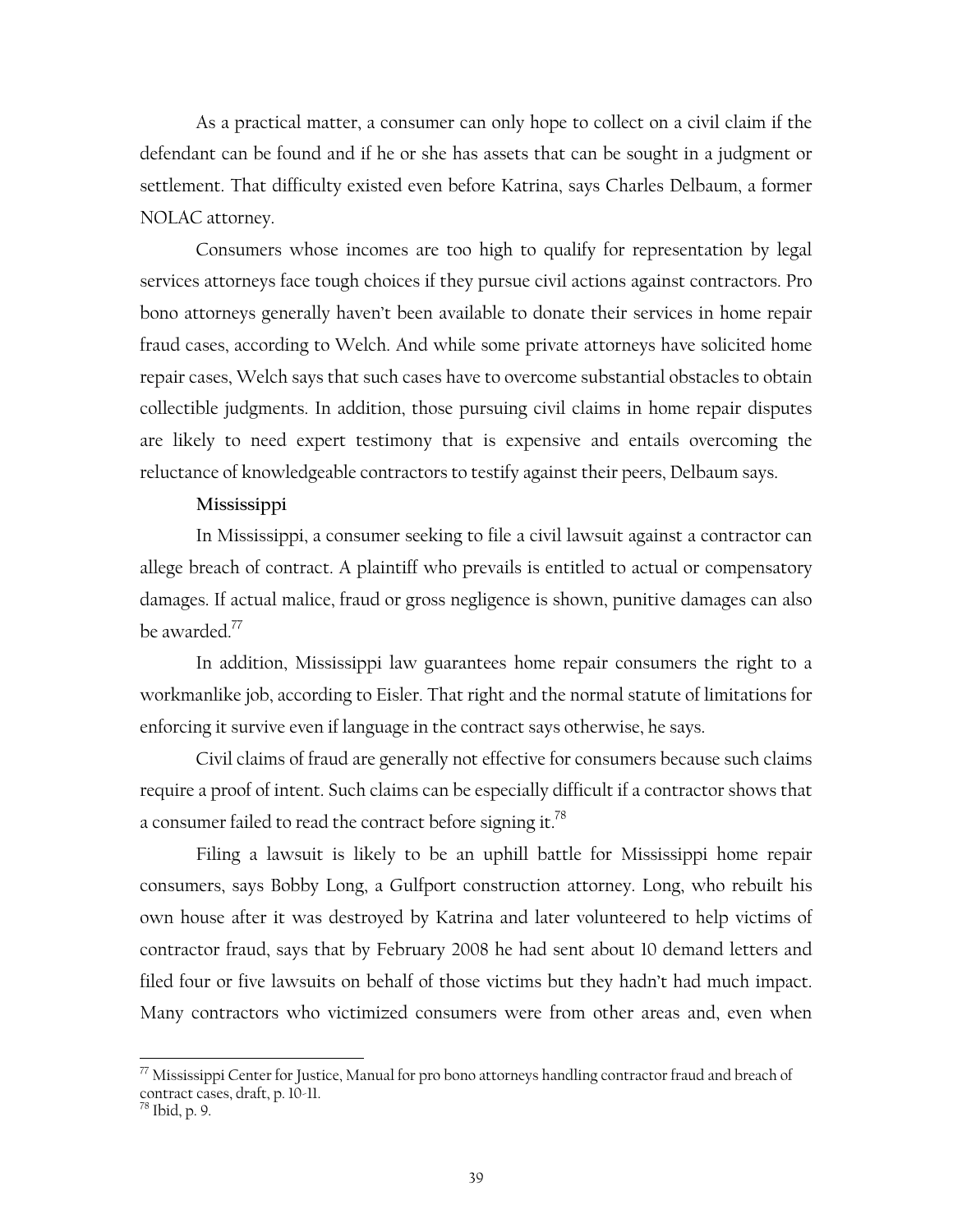As a practical matter, a consumer can only hope to collect on a civil claim if the defendant can be found and if he or she has assets that can be sought in a judgment or settlement. That difficulty existed even before Katrina, says Charles Delbaum, a former NOLAC attorney.

Consumers whose incomes are too high to qualify for representation by legal services attorneys face tough choices if they pursue civil actions against contractors. Pro bono attorneys generally haven't been available to donate their services in home repair fraud cases, according to Welch. And while some private attorneys have solicited home repair cases, Welch says that such cases have to overcome substantial obstacles to obtain collectible judgments. In addition, those pursuing civil claims in home repair disputes are likely to need expert testimony that is expensive and entails overcoming the reluctance of knowledgeable contractors to testify against their peers, Delbaum says.

#### Mississippi

In Mississippi, a consumer seeking to file a civil lawsuit against a contractor can allege breach of contract. A plaintiff who prevails is entitled to actual or compensatory damages. If actual malice, fraud or gross negligence is shown, punitive damages can also be awarded.[77]

In addition, Mississippi law guarantees home repair consumers the right to a workmanlike job, according to Eisler. That right and the normal statute of limitations for enforcing it survive even if language in the contract says otherwise, he says.

Civil claims of fraud are generally not effective for consumers because such claims require a proof of intent. Such claims can be especially difficult if a contractor shows that a consumer failed to read the contract before signing it.[78]

Filing a lawsuit is likely to be an uphill battle for Mississippi home repair consumers, says Bobby Long, a Gulfport construction attorney. Long, who rebuilt his own house after it was destroyed by Katrina and later volunteered to help victims of contractor fraud, says that by February 2008 he had sent about 10 demand letters and filed four or five lawsuits on behalf of those victims but they hadn't had much impact. Many contractors who victimized consumers were from other areas and, even when

---

[77] Mississippi Center for Justice, Manual for pro bono attorneys handling contractor fraud and breach of contract cases, draft, p. 10-11.

[78] Ibid, p. 9.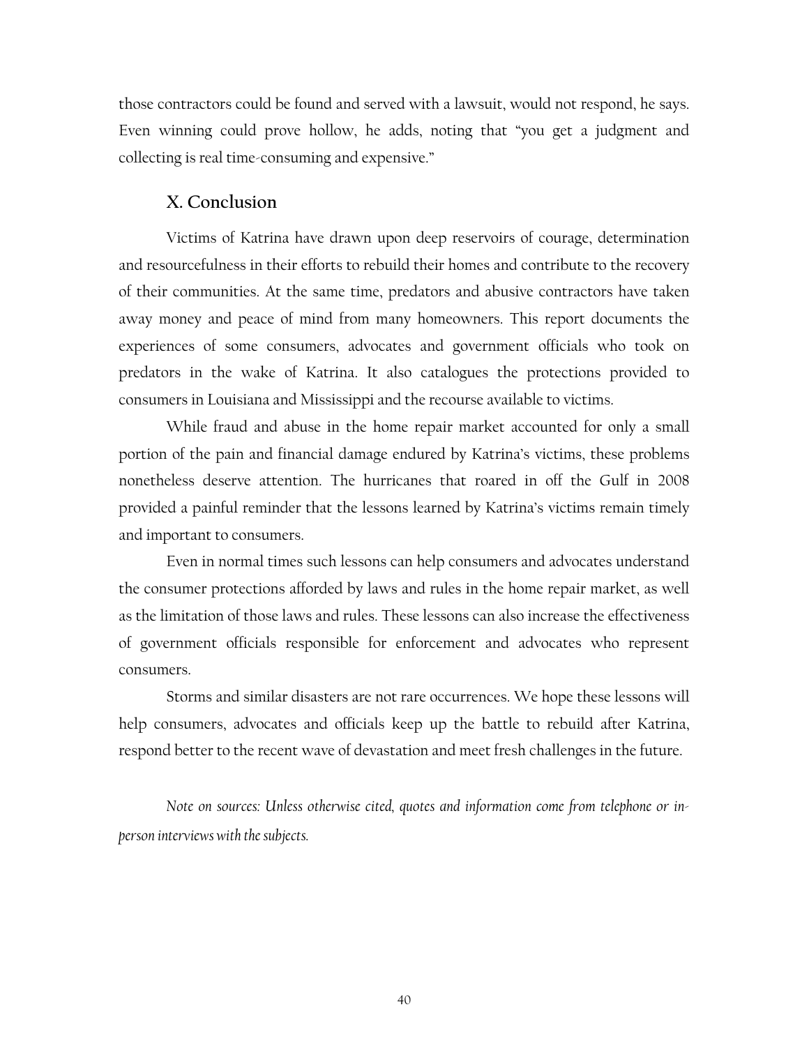those contractors could be found and served with a lawsuit, would not respond, he says. Even winning could prove hollow, he adds, noting that "you get a judgment and collecting is real time-consuming and expensive."

## X. Conclusion

Victims of Katrina have drawn upon deep reservoirs of courage, determination and resourcefulness in their efforts to rebuild their homes and contribute to the recovery of their communities. At the same time, predators and abusive contractors have taken away money and peace of mind from many homeowners. This report documents the experiences of some consumers, advocates and government officials who took on predators in the wake of Katrina. It also catalogues the protections provided to consumers in Louisiana and Mississippi and the recourse available to victims.

While fraud and abuse in the home repair market accounted for only a small portion of the pain and financial damage endured by Katrina's victims, these problems nonetheless deserve attention. The hurricanes that roared in off the Gulf in 2008 provided a painful reminder that the lessons learned by Katrina's victims remain timely and important to consumers.

Even in normal times such lessons can help consumers and advocates understand the consumer protections afforded by laws and rules in the home repair market, as well as the limitation of those laws and rules. These lessons can also increase the effectiveness of government officials responsible for enforcement and advocates who represent consumers.

Storms and similar disasters are not rare occurrences. We hope these lessons will help consumers, advocates and officials keep up the battle to rebuild after Katrina, respond better to the recent wave of devastation and meet fresh challenges in the future.

*Note on sources: Unless otherwise cited, quotes and information come from telephone or in-person interviews with the subjects.*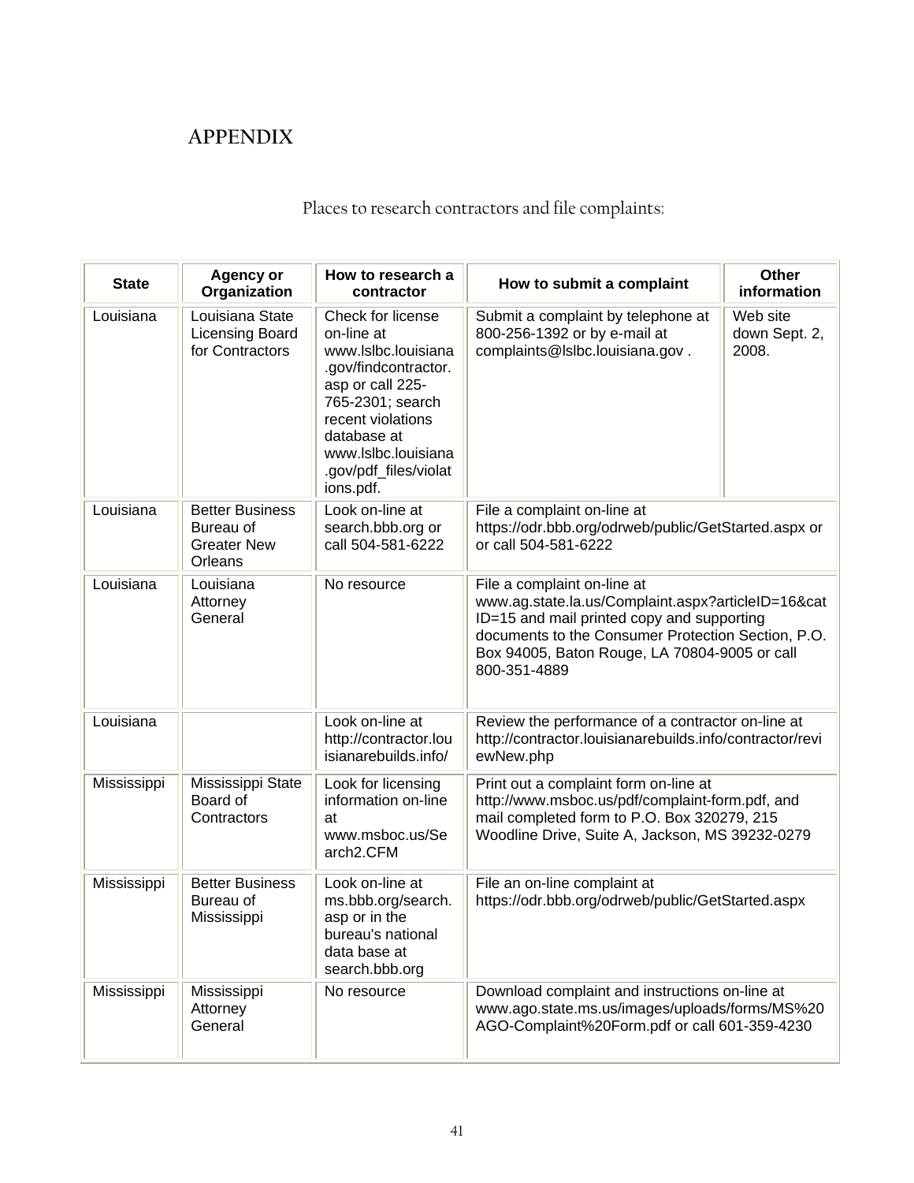# APPENDIX

Places to research contractors and file complaints:

| State | Agency or Organization | How to research a contractor | How to submit a complaint | Other information |
|---|---|---|---|---|
| Louisiana | Louisiana State Licensing Board for Contractors | Check for license on-line at www.lslbc.louisiana.gov/findcontractor.asp or call 225-765-2301; search recent violations database at www.lslbc.louisiana.gov/pdf_files/violations.pdf. | Submit a complaint by telephone at 800-256-1392 or by e-mail at complaints@lslbc.louisiana.gov . | Web site down Sept. 2, 2008. |
| Louisiana | Better Business Bureau of Greater New Orleans | Look on-line at search.bbb.org or call 504-581-6222 | File a complaint on-line at https://odr.bbb.org/odrweb/public/GetStarted.aspx or or call 504-581-6222 | |
| Louisiana | Louisiana Attorney General | No resource | File a complaint on-line at www.ag.state.la.us/Complaint.aspx?articleID=16&catID=15 and mail printed copy and supporting documents to the Consumer Protection Section, P.O. Box 94005, Baton Rouge, LA 70804-9005 or call 800-351-4889 | |
| Louisiana | | Look on-line at http://contractor.louisianarebuilds.info/ | Review the performance of a contractor on-line at http://contractor.louisianarebuilds.info/contractor/reviewNew.php | |
| Mississippi | Mississippi State Board of Contractors | Look for licensing information on-line at www.msboc.us/Search2.CFM | Print out a complaint form on-line at http://www.msboc.us/pdf/complaint-form.pdf, and mail completed form to P.O. Box 320279, 215 Woodline Drive, Suite A, Jackson, MS 39232-0279 | |
| Mississippi | Better Business Bureau of Mississippi | Look on-line at ms.bbb.org/search.asp or in the bureau's national data base at search.bbb.org | File an on-line complaint at https://odr.bbb.org/odrweb/public/GetStarted.aspx | |
| Mississippi | Mississippi Attorney General | No resource | Download complaint and instructions on-line at www.ago.state.ms.us/images/uploads/forms/MS%20AGO-Complaint%20Form.pdf or call 601-359-4230 | |